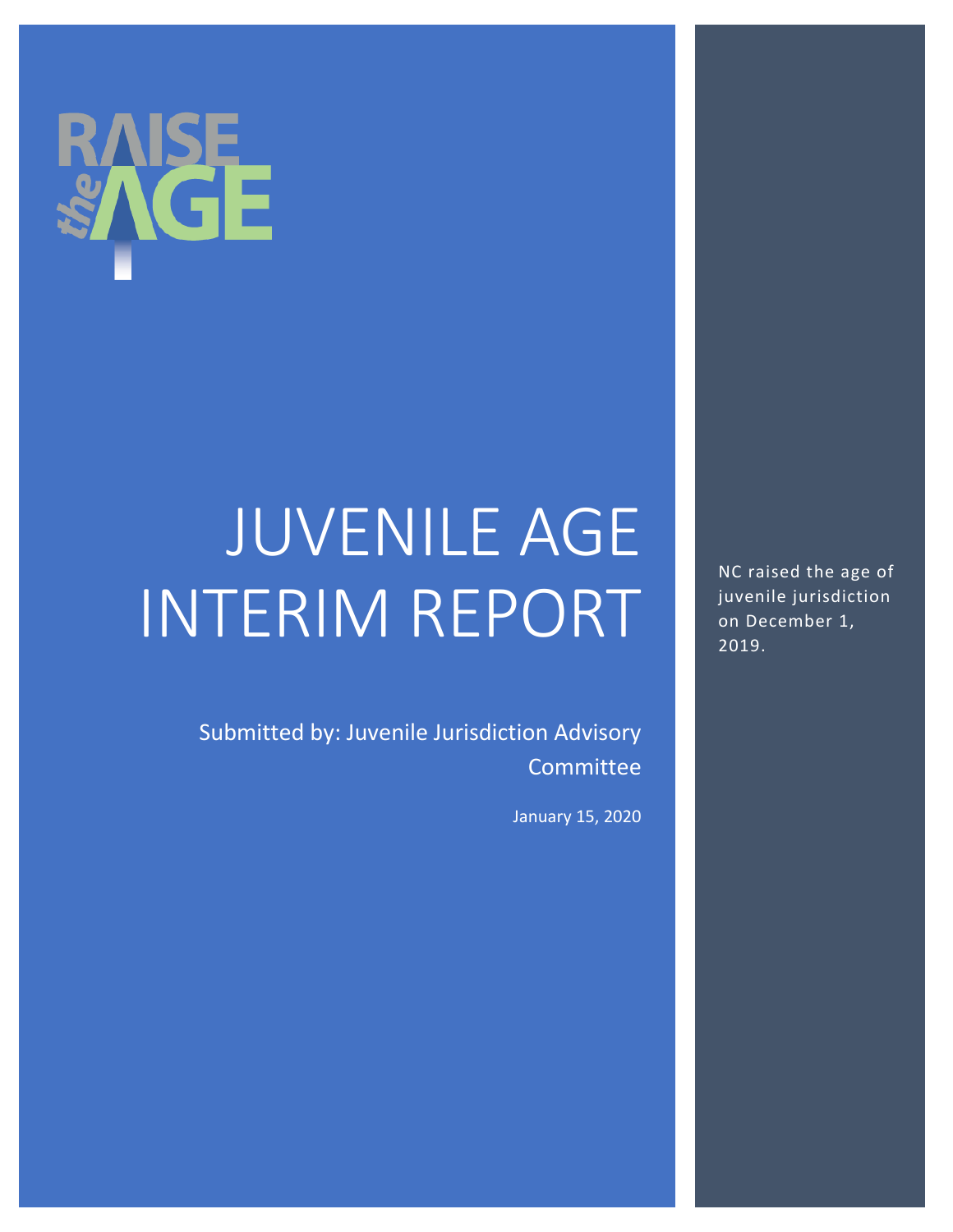RAISE the AGE

# JUVENILE AGE INTERIM REPORT

Submitted by: Juvenile Jurisdiction Advisory Committee

January 15, 2020

NC raised the age of juvenile jurisdiction on December 1, 2019.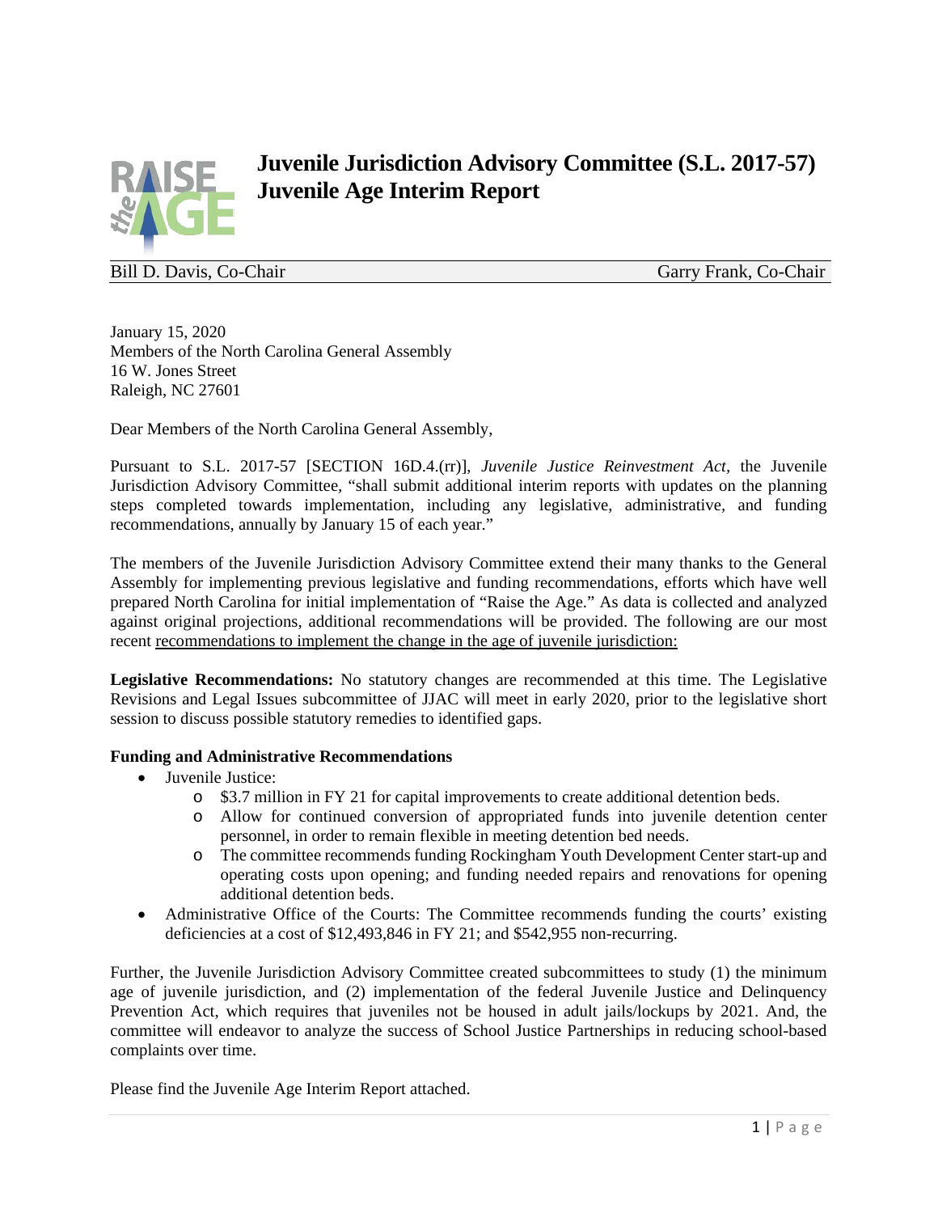# Juvenile Jurisdiction Advisory Committee (S.L. 2017-57) Juvenile Age Interim Report

Bill D. Davis, Co-Chair Garry Frank, Co-Chair

January 15, 2020
Members of the North Carolina General Assembly
16 W. Jones Street
Raleigh, NC 27601

Dear Members of the North Carolina General Assembly,

Pursuant to S.L. 2017-57 [SECTION 16D.4.(rr)], *Juvenile Justice Reinvestment Act*, the Juvenile Jurisdiction Advisory Committee, "shall submit additional interim reports with updates on the planning steps completed towards implementation, including any legislative, administrative, and funding recommendations, annually by January 15 of each year."

The members of the Juvenile Jurisdiction Advisory Committee extend their many thanks to the General Assembly for implementing previous legislative and funding recommendations, efforts which have well prepared North Carolina for initial implementation of "Raise the Age." As data is collected and analyzed against original projections, additional recommendations will be provided. The following are our most recent recommendations to implement the change in the age of juvenile jurisdiction:

**Legislative Recommendations:** No statutory changes are recommended at this time. The Legislative Revisions and Legal Issues subcommittee of JJAC will meet in early 2020, prior to the legislative short session to discuss possible statutory remedies to identified gaps.

**Funding and Administrative Recommendations**

- Juvenile Justice:
  - $3.7 million in FY 21 for capital improvements to create additional detention beds.
  - Allow for continued conversion of appropriated funds into juvenile detention center personnel, in order to remain flexible in meeting detention bed needs.
  - The committee recommends funding Rockingham Youth Development Center start-up and operating costs upon opening; and funding needed repairs and renovations for opening additional detention beds.
- Administrative Office of the Courts: The Committee recommends funding the courts' existing deficiencies at a cost of $12,493,846 in FY 21; and $542,955 non-recurring.

Further, the Juvenile Jurisdiction Advisory Committee created subcommittees to study (1) the minimum age of juvenile jurisdiction, and (2) implementation of the federal Juvenile Justice and Delinquency Prevention Act, which requires that juveniles not be housed in adult jails/lockups by 2021. And, the committee will endeavor to analyze the success of School Justice Partnerships in reducing school-based complaints over time.

Please find the Juvenile Age Interim Report attached.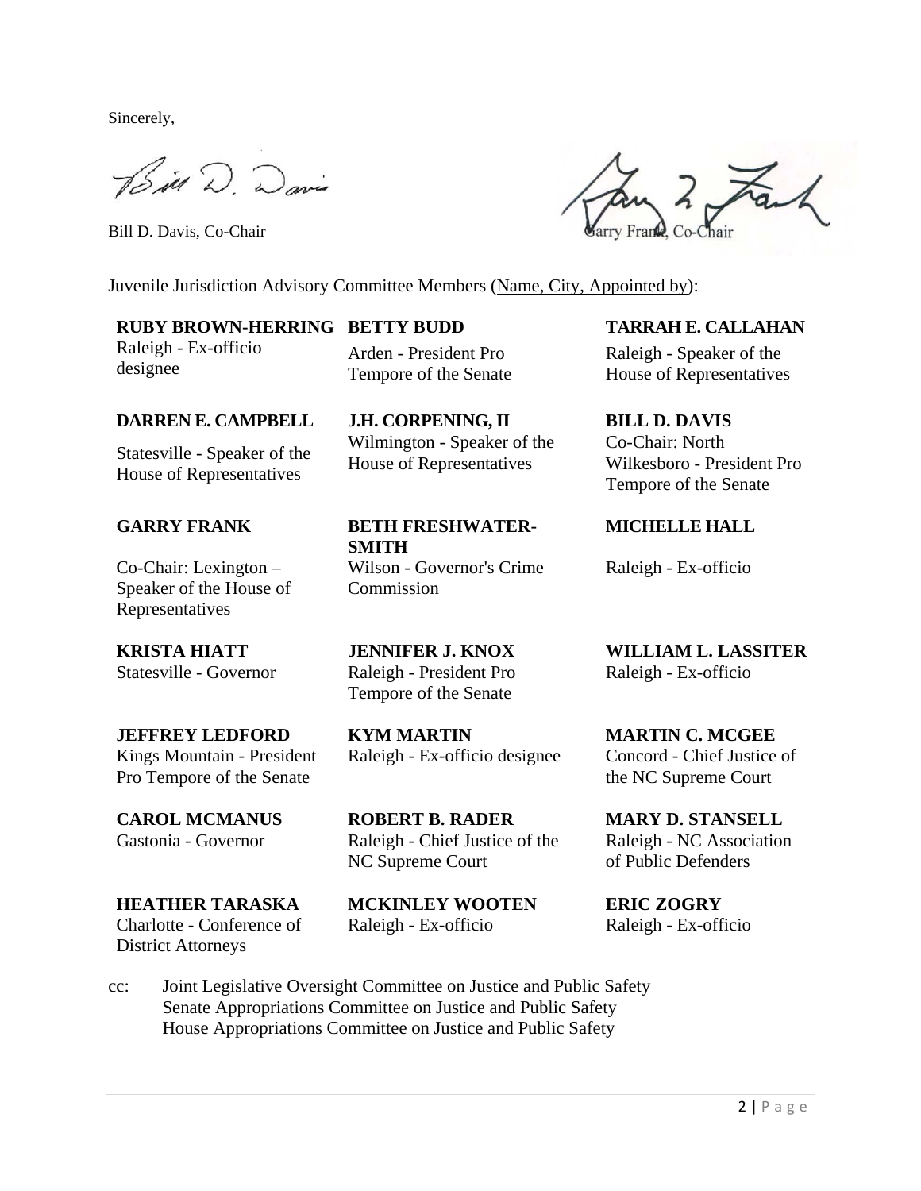Sincerely,

Bill D. Davis, Co-Chair

Garry Frank, Co-Chair

Juvenile Jurisdiction Advisory Committee Members (Name, City, Appointed by):

**RUBY BROWN-HERRING**
Raleigh - Ex-officio designee

**BETTY BUDD**
Arden - President Pro Tempore of the Senate

**TARRAH E. CALLAHAN**
Raleigh - Speaker of the House of Representatives

**DARREN E. CAMPBELL**
Statesville - Speaker of the House of Representatives

**J.H. CORPENING, II**
Wilmington - Speaker of the House of Representatives

**BILL D. DAVIS**
Co-Chair: North Wilkesboro - President Pro Tempore of the Senate

**GARRY FRANK**
Co-Chair: Lexington – Speaker of the House of Representatives

**BETH FRESHWATER-SMITH**
Wilson - Governor's Crime Commission

**MICHELLE HALL**
Raleigh - Ex-officio

**KRISTA HIATT**
Statesville - Governor

**JENNIFER J. KNOX**
Raleigh - President Pro Tempore of the Senate

**WILLIAM L. LASSITER**
Raleigh - Ex-officio

**JEFFREY LEDFORD**
Kings Mountain - President Pro Tempore of the Senate

**KYM MARTIN**
Raleigh - Ex-officio designee

**MARTIN C. MCGEE**
Concord - Chief Justice of the NC Supreme Court

**CAROL MCMANUS**
Gastonia - Governor

**ROBERT B. RADER**
Raleigh - Chief Justice of the NC Supreme Court

**MARY D. STANSELL**
Raleigh - NC Association of Public Defenders

**HEATHER TARASKA**
Charlotte - Conference of District Attorneys

**MCKINLEY WOOTEN**
Raleigh - Ex-officio

**ERIC ZOGRY**
Raleigh - Ex-officio

cc: Joint Legislative Oversight Committee on Justice and Public Safety
Senate Appropriations Committee on Justice and Public Safety
House Appropriations Committee on Justice and Public Safety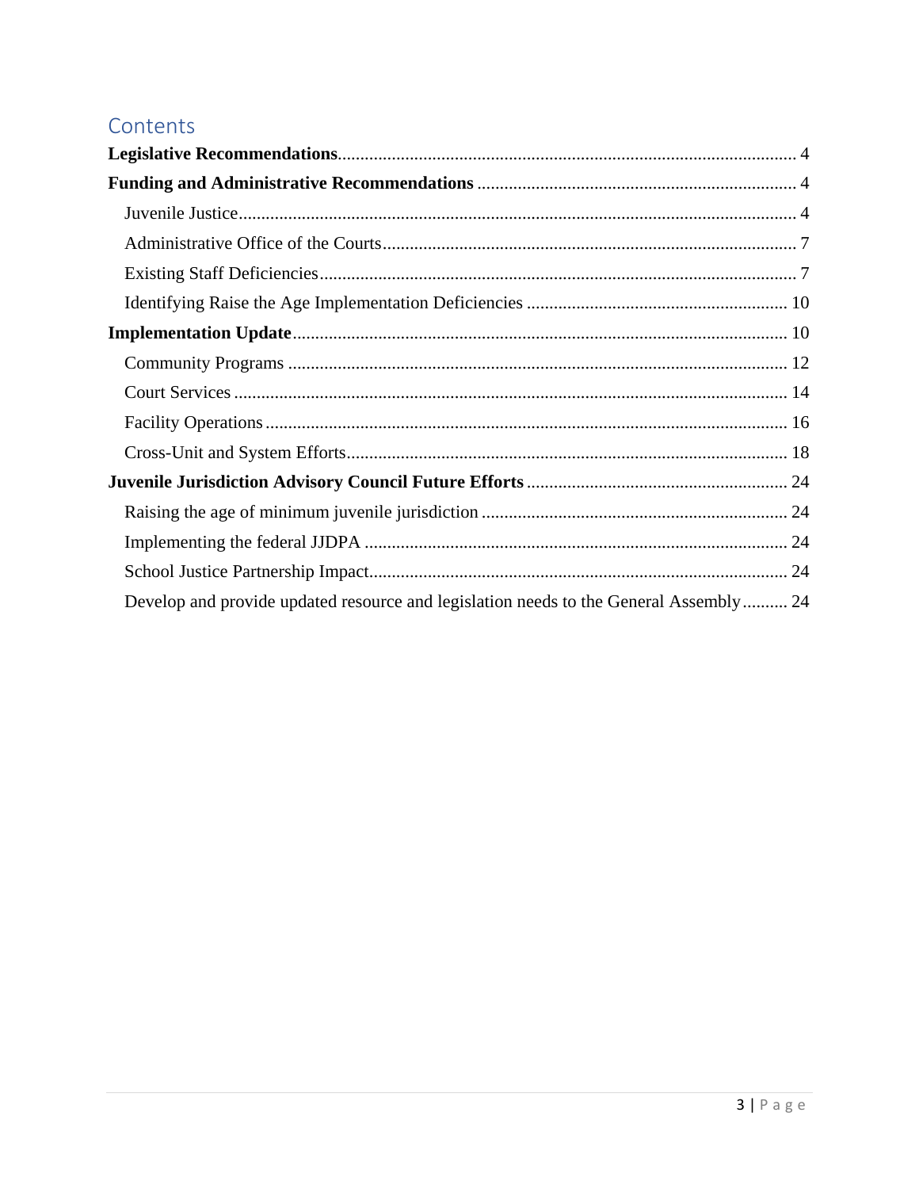# Contents

**Legislative Recommendations** .......... 4

**Funding and Administrative Recommendations** .......... 4

- Juvenile Justice .......... 4
- Administrative Office of the Courts .......... 7
- Existing Staff Deficiencies .......... 7
- Identifying Raise the Age Implementation Deficiencies .......... 10

**Implementation Update** .......... 10

- Community Programs .......... 12
- Court Services .......... 14
- Facility Operations .......... 16
- Cross-Unit and System Efforts .......... 18

**Juvenile Jurisdiction Advisory Council Future Efforts** .......... 24

- Raising the age of minimum juvenile jurisdiction .......... 24
- Implementing the federal JJDPA .......... 24
- School Justice Partnership Impact .......... 24
- Develop and provide updated resource and legislation needs to the General Assembly .......... 24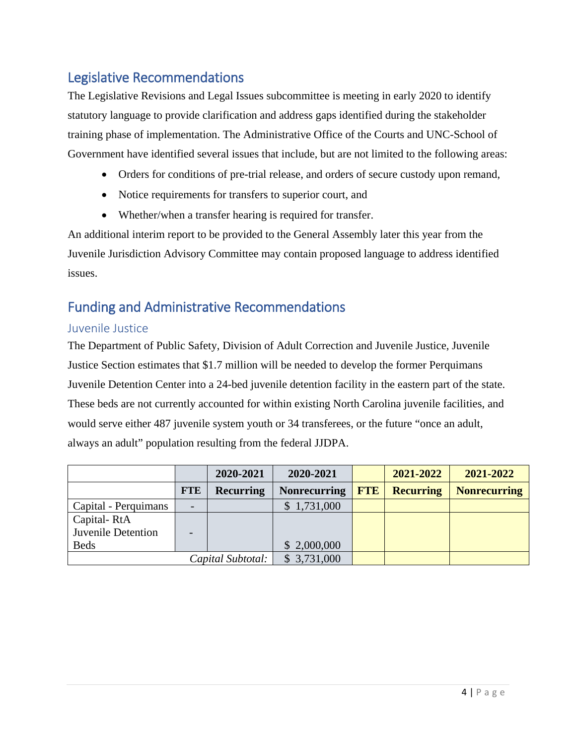## Legislative Recommendations

The Legislative Revisions and Legal Issues subcommittee is meeting in early 2020 to identify statutory language to provide clarification and address gaps identified during the stakeholder training phase of implementation. The Administrative Office of the Courts and UNC-School of Government have identified several issues that include, but are not limited to the following areas:

- Orders for conditions of pre-trial release, and orders of secure custody upon remand,
- Notice requirements for transfers to superior court, and
- Whether/when a transfer hearing is required for transfer.

An additional interim report to be provided to the General Assembly later this year from the Juvenile Jurisdiction Advisory Committee may contain proposed language to address identified issues.

## Funding and Administrative Recommendations

### Juvenile Justice

The Department of Public Safety, Division of Adult Correction and Juvenile Justice, Juvenile Justice Section estimates that $1.7 million will be needed to develop the former Perquimans Juvenile Detention Center into a 24-bed juvenile detention facility in the eastern part of the state. These beds are not currently accounted for within existing North Carolina juvenile facilities, and would serve either 487 juvenile system youth or 34 transferees, or the future "once an adult, always an adult" population resulting from the federal JJDPA.

| | | 2020-2021 | 2020-2021 | | 2021-2022 | 2021-2022 |
|---|---|---|---|---|---|---|
| | **FTE** | **Recurring** | **Nonrecurring** | **FTE** | **Recurring** | **Nonrecurring** |
| Capital - Perquimans | - | | $ 1,731,000 | | | |
| Capital- RtA Juvenile Detention Beds | - | | $ 2,000,000 | | | |
| | | *Capital Subtotal:* | $ 3,731,000 | | | |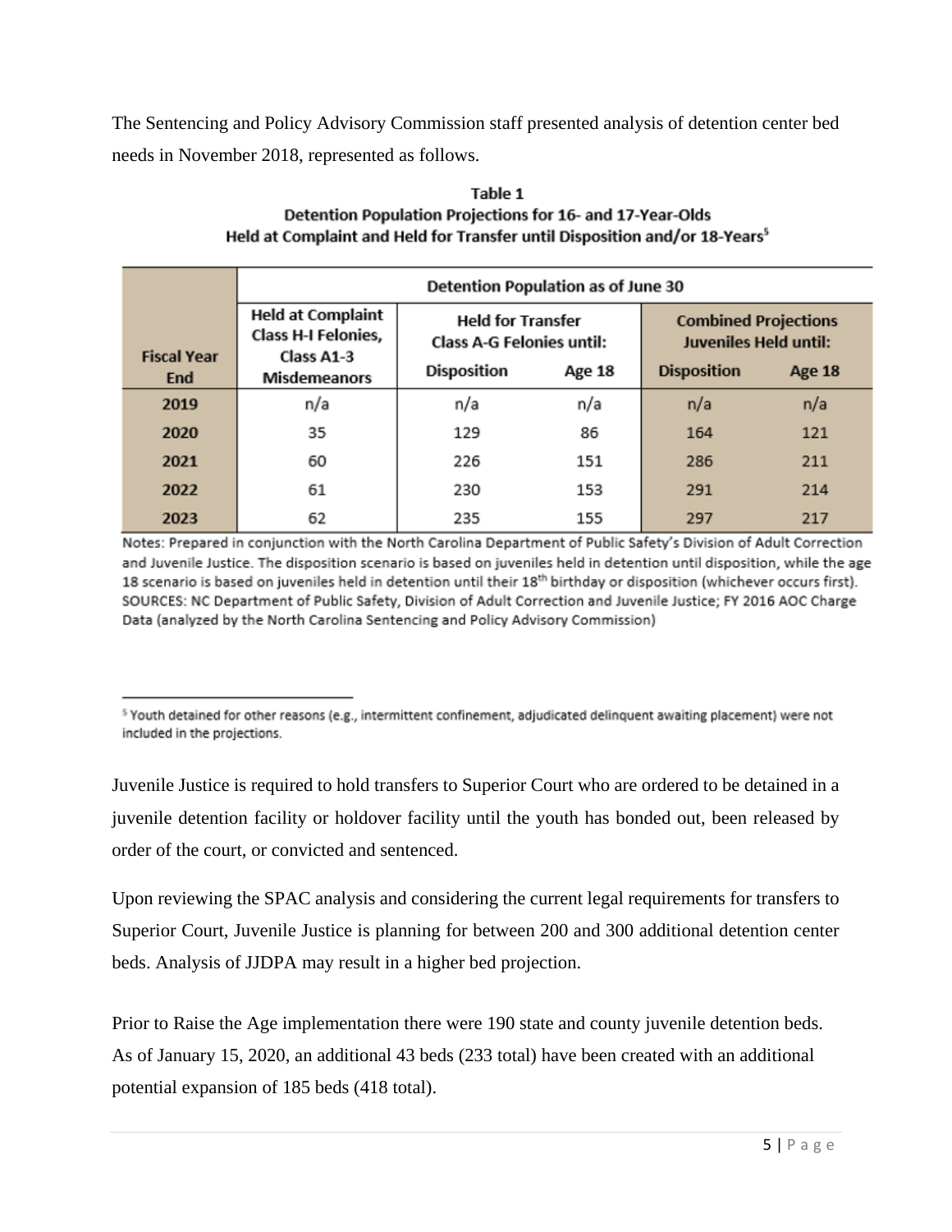The Sentencing and Policy Advisory Commission staff presented analysis of detention center bed needs in November 2018, represented as follows.

**Table 1**
**Detention Population Projections for 16- and 17-Year-Olds Held at Complaint and Held for Transfer until Disposition and/or 18-Years**[5]

| Fiscal Year End | Detention Population as of June 30 | | | | |
|---|---|---|---|---|---|
| | Held at Complaint Class H-I Felonies, Class A1-3 Misdemeanors | Held for Transfer Class A-G Felonies until: | | Combined Projections Juveniles Held until: | |
| | | Disposition | Age 18 | Disposition | Age 18 |
| 2019 | n/a | n/a | n/a | n/a | n/a |
| 2020 | 35 | 129 | 86 | 164 | 121 |
| 2021 | 60 | 226 | 151 | 286 | 211 |
| 2022 | 61 | 230 | 153 | 291 | 214 |
| 2023 | 62 | 235 | 155 | 297 | 217 |

Notes: Prepared in conjunction with the North Carolina Department of Public Safety's Division of Adult Correction and Juvenile Justice. The disposition scenario is based on juveniles held in detention until disposition, while the age 18 scenario is based on juveniles held in detention until their 18th birthday or disposition (whichever occurs first).
SOURCES: NC Department of Public Safety, Division of Adult Correction and Juvenile Justice; FY 2016 AOC Charge Data (analyzed by the North Carolina Sentencing and Policy Advisory Commission)

[5] Youth detained for other reasons (e.g., intermittent confinement, adjudicated delinquent awaiting placement) were not included in the projections.

Juvenile Justice is required to hold transfers to Superior Court who are ordered to be detained in a juvenile detention facility or holdover facility until the youth has bonded out, been released by order of the court, or convicted and sentenced.

Upon reviewing the SPAC analysis and considering the current legal requirements for transfers to Superior Court, Juvenile Justice is planning for between 200 and 300 additional detention center beds. Analysis of JJDPA may result in a higher bed projection.

Prior to Raise the Age implementation there were 190 state and county juvenile detention beds. As of January 15, 2020, an additional 43 beds (233 total) have been created with an additional potential expansion of 185 beds (418 total).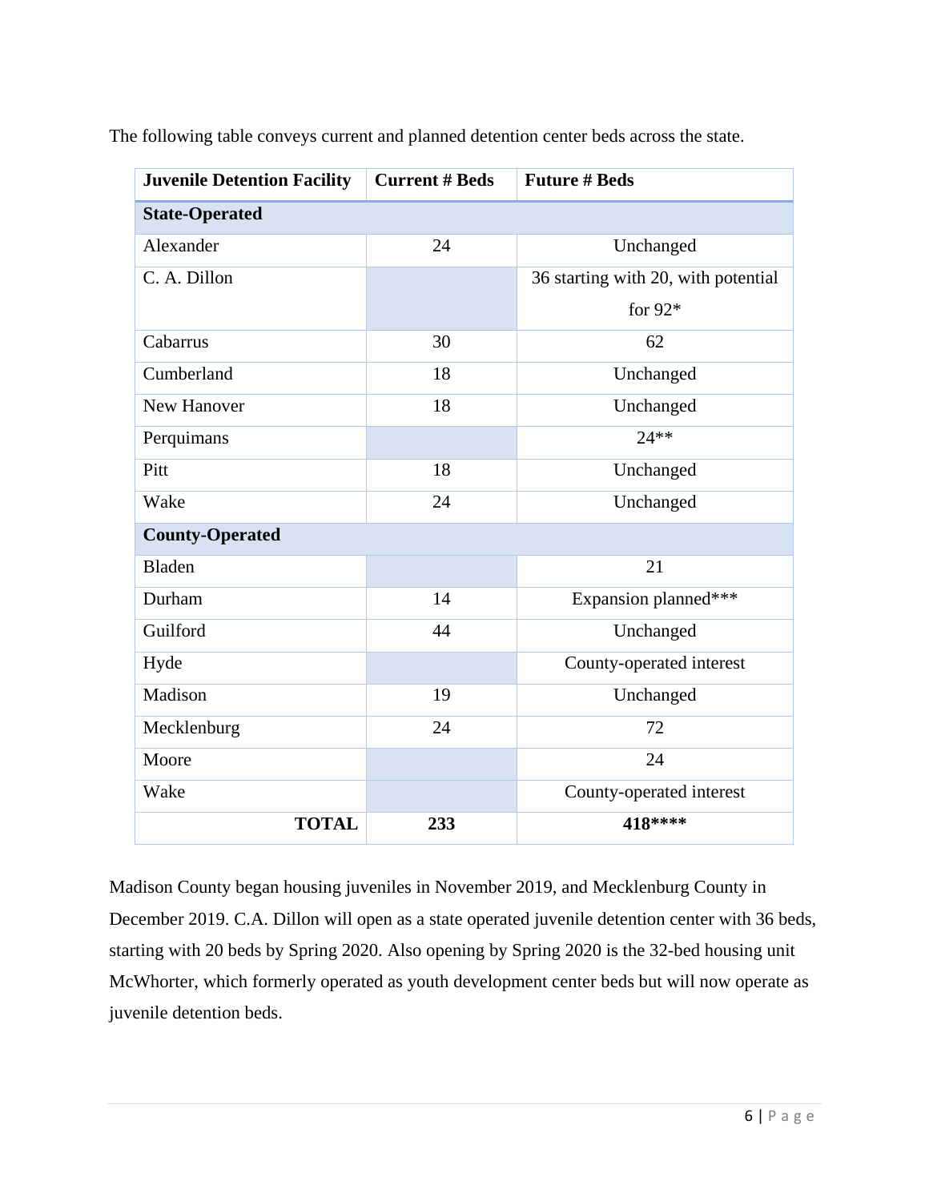The following table conveys current and planned detention center beds across the state.

| Juvenile Detention Facility | Current # Beds | Future # Beds |
| --- | --- | --- |
| **State-Operated** | | |
| Alexander | 24 | Unchanged |
| C. A. Dillon | | 36 starting with 20, with potential for 92* |
| Cabarrus | 30 | 62 |
| Cumberland | 18 | Unchanged |
| New Hanover | 18 | Unchanged |
| Perquimans | | 24** |
| Pitt | 18 | Unchanged |
| Wake | 24 | Unchanged |
| **County-Operated** | | |
| Bladen | | 21 |
| Durham | 14 | Expansion planned*** |
| Guilford | 44 | Unchanged |
| Hyde | | County-operated interest |
| Madison | 19 | Unchanged |
| Mecklenburg | 24 | 72 |
| Moore | | 24 |
| Wake | | County-operated interest |
| **TOTAL** | **233** | **418******** |

Madison County began housing juveniles in November 2019, and Mecklenburg County in December 2019. C.A. Dillon will open as a state operated juvenile detention center with 36 beds, starting with 20 beds by Spring 2020. Also opening by Spring 2020 is the 32-bed housing unit McWhorter, which formerly operated as youth development center beds but will now operate as juvenile detention beds.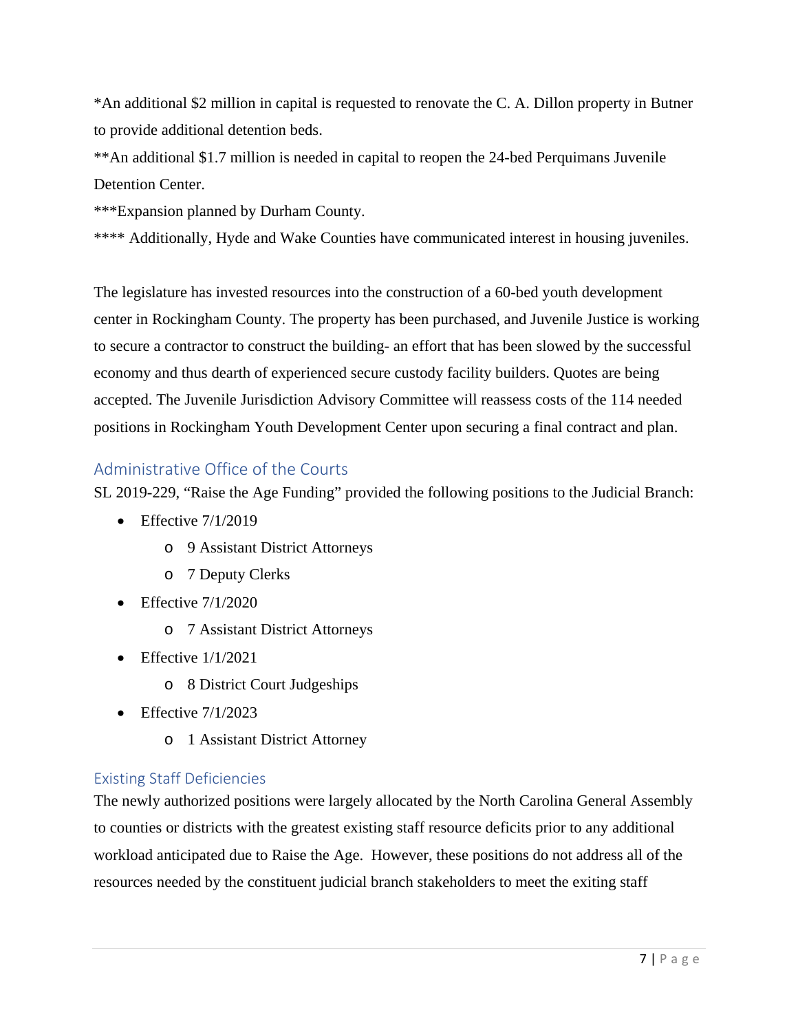*An additional $2 million in capital is requested to renovate the C. A. Dillon property in Butner to provide additional detention beds.

**An additional $1.7 million is needed in capital to reopen the 24-bed Perquimans Juvenile Detention Center.

***Expansion planned by Durham County.

**** Additionally, Hyde and Wake Counties have communicated interest in housing juveniles.

The legislature has invested resources into the construction of a 60-bed youth development center in Rockingham County. The property has been purchased, and Juvenile Justice is working to secure a contractor to construct the building- an effort that has been slowed by the successful economy and thus dearth of experienced secure custody facility builders. Quotes are being accepted. The Juvenile Jurisdiction Advisory Committee will reassess costs of the 114 needed positions in Rockingham Youth Development Center upon securing a final contract and plan.

## Administrative Office of the Courts

SL 2019-229, "Raise the Age Funding" provided the following positions to the Judicial Branch:

- Effective 7/1/2019
  - 9 Assistant District Attorneys
  - 7 Deputy Clerks
- Effective 7/1/2020
  - 7 Assistant District Attorneys
- Effective 1/1/2021
  - 8 District Court Judgeships
- Effective 7/1/2023
  - 1 Assistant District Attorney

### Existing Staff Deficiencies

The newly authorized positions were largely allocated by the North Carolina General Assembly to counties or districts with the greatest existing staff resource deficits prior to any additional workload anticipated due to Raise the Age. However, these positions do not address all of the resources needed by the constituent judicial branch stakeholders to meet the exiting staff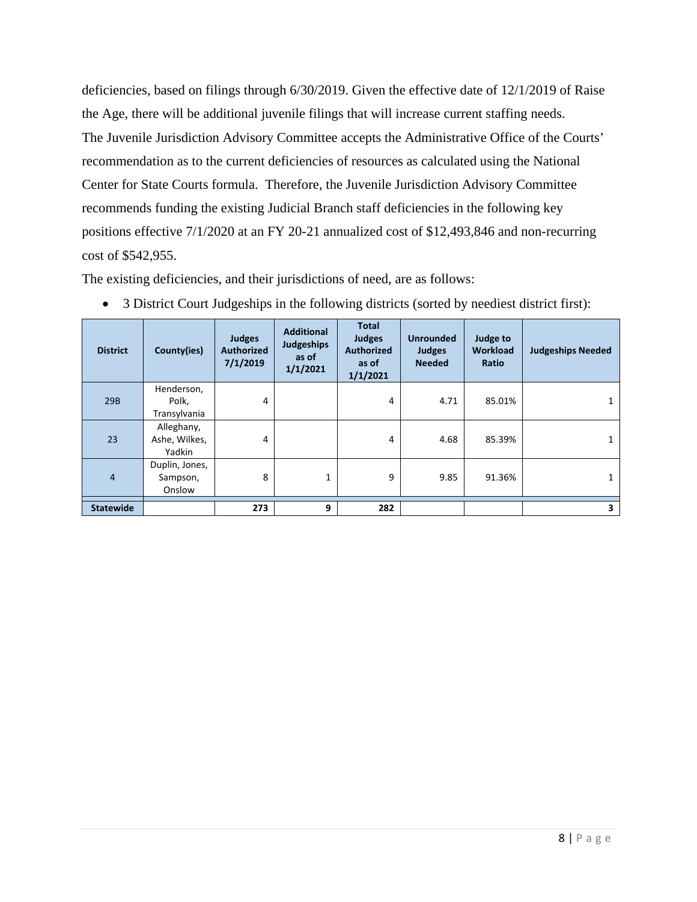deficiencies, based on filings through 6/30/2019. Given the effective date of 12/1/2019 of Raise the Age, there will be additional juvenile filings that will increase current staffing needs.

The Juvenile Jurisdiction Advisory Committee accepts the Administrative Office of the Courts' recommendation as to the current deficiencies of resources as calculated using the National Center for State Courts formula. Therefore, the Juvenile Jurisdiction Advisory Committee recommends funding the existing Judicial Branch staff deficiencies in the following key positions effective 7/1/2020 at an FY 20-21 annualized cost of $12,493,846 and non-recurring cost of $542,955.

The existing deficiencies, and their jurisdictions of need, are as follows:

- 3 District Court Judgeships in the following districts (sorted by neediest district first):

| District | County(ies) | Judges Authorized 7/1/2019 | Additional Judgeships as of 1/1/2021 | Total Judges Authorized as of 1/1/2021 | Unrounded Judges Needed | Judge to Workload Ratio | Judgeships Needed |
|---|---|---|---|---|---|---|---|
| 29B | Henderson, Polk, Transylvania | 4 | | 4 | 4.71 | 85.01% | 1 |
| 23 | Alleghany, Ashe, Wilkes, Yadkin | 4 | | 4 | 4.68 | 85.39% | 1 |
| 4 | Duplin, Jones, Sampson, Onslow | 8 | 1 | 9 | 9.85 | 91.36% | 1 |
| **Statewide** | | **273** | **9** | **282** | | | **3** |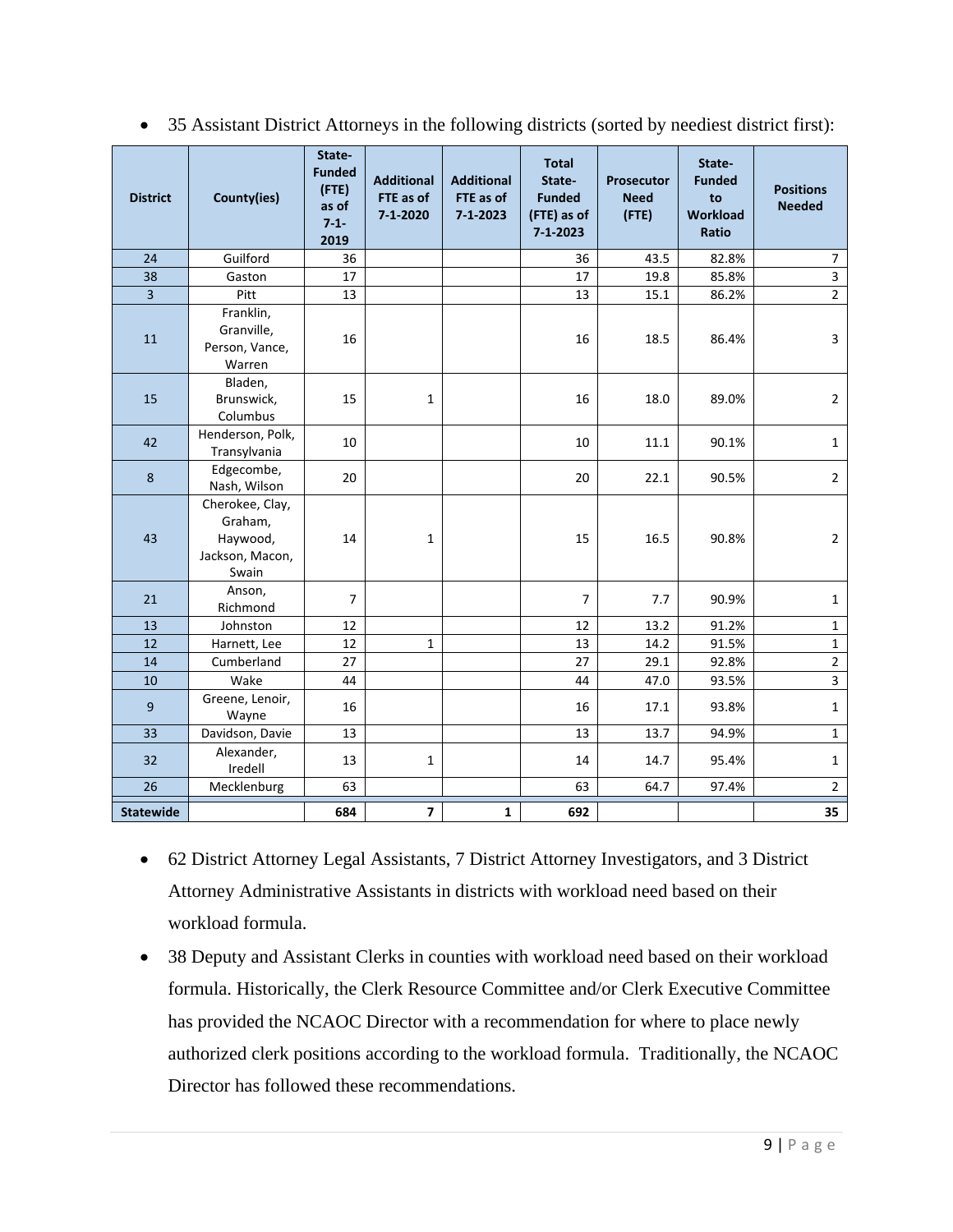- 35 Assistant District Attorneys in the following districts (sorted by neediest district first):

| District | County(ies) | State-Funded (FTE) as of 7-1-2019 | Additional FTE as of 7-1-2020 | Additional FTE as of 7-1-2023 | Total State-Funded (FTE) as of 7-1-2023 | Prosecutor Need (FTE) | State-Funded to Workload Ratio | Positions Needed |
|---|---|---|---|---|---|---|---|---|
| 24 | Guilford | 36 | | | 36 | 43.5 | 82.8% | 7 |
| 38 | Gaston | 17 | | | 17 | 19.8 | 85.8% | 3 |
| 3 | Pitt | 13 | | | 13 | 15.1 | 86.2% | 2 |
| 11 | Franklin, Granville, Person, Vance, Warren | 16 | | | 16 | 18.5 | 86.4% | 3 |
| 15 | Bladen, Brunswick, Columbus | 15 | 1 | | 16 | 18.0 | 89.0% | 2 |
| 42 | Henderson, Polk, Transylvania | 10 | | | 10 | 11.1 | 90.1% | 1 |
| 8 | Edgecombe, Nash, Wilson | 20 | | | 20 | 22.1 | 90.5% | 2 |
| 43 | Cherokee, Clay, Graham, Haywood, Jackson, Macon, Swain | 14 | 1 | | 15 | 16.5 | 90.8% | 2 |
| 21 | Anson, Richmond | 7 | | | 7 | 7.7 | 90.9% | 1 |
| 13 | Johnston | 12 | | | 12 | 13.2 | 91.2% | 1 |
| 12 | Harnett, Lee | 12 | 1 | | 13 | 14.2 | 91.5% | 1 |
| 14 | Cumberland | 27 | | | 27 | 29.1 | 92.8% | 2 |
| 10 | Wake | 44 | | | 44 | 47.0 | 93.5% | 3 |
| 9 | Greene, Lenoir, Wayne | 16 | | | 16 | 17.1 | 93.8% | 1 |
| 33 | Davidson, Davie | 13 | | | 13 | 13.7 | 94.9% | 1 |
| 32 | Alexander, Iredell | 13 | 1 | | 14 | 14.7 | 95.4% | 1 |
| 26 | Mecklenburg | 63 | | | 63 | 64.7 | 97.4% | 2 |
| **Statewide** | | **684** | **7** | **1** | **692** | | | **35** |

- 62 District Attorney Legal Assistants, 7 District Attorney Investigators, and 3 District Attorney Administrative Assistants in districts with workload need based on their workload formula.
- 38 Deputy and Assistant Clerks in counties with workload need based on their workload formula. Historically, the Clerk Resource Committee and/or Clerk Executive Committee has provided the NCAOC Director with a recommendation for where to place newly authorized clerk positions according to the workload formula. Traditionally, the NCAOC Director has followed these recommendations.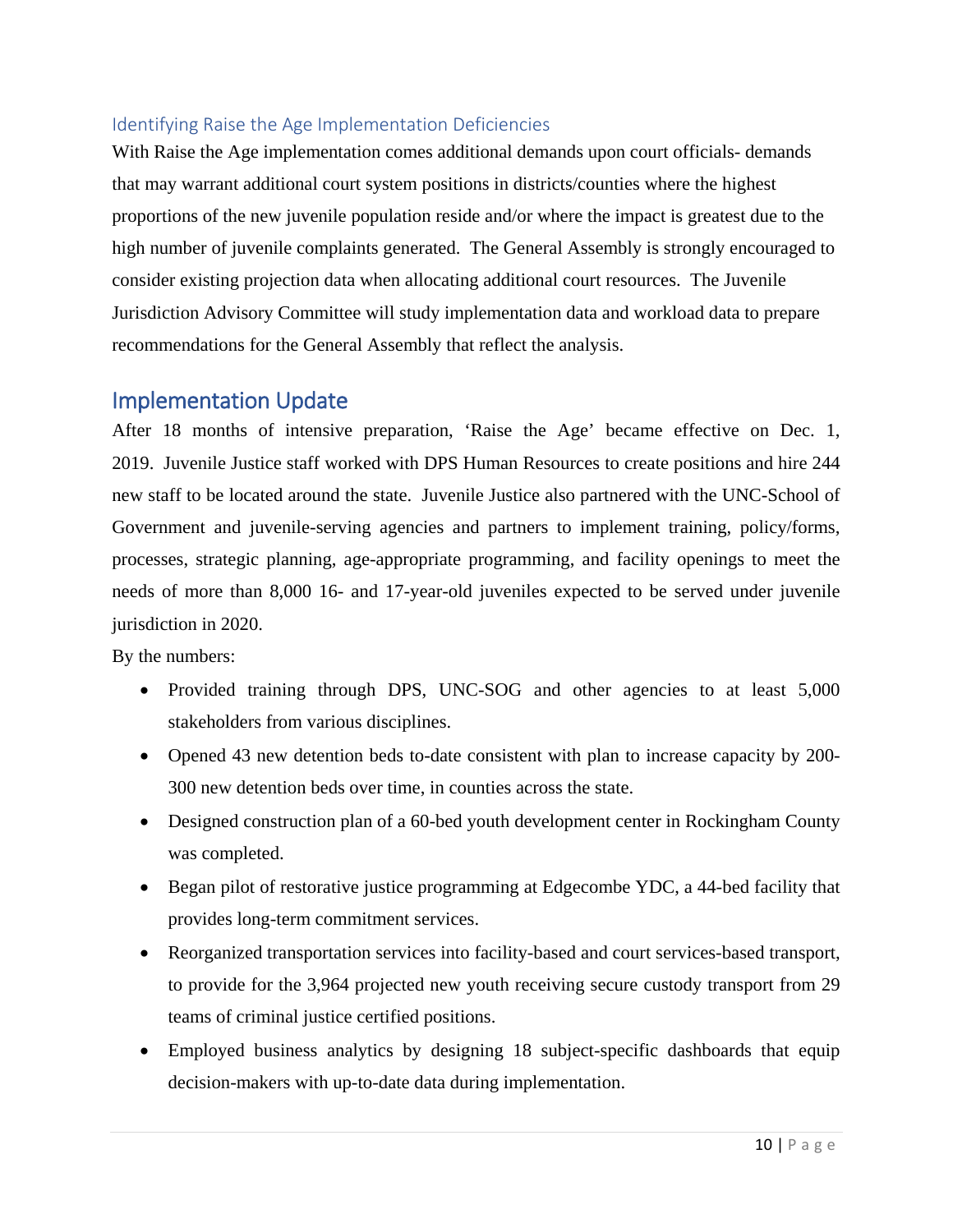### Identifying Raise the Age Implementation Deficiencies

With Raise the Age implementation comes additional demands upon court officials- demands that may warrant additional court system positions in districts/counties where the highest proportions of the new juvenile population reside and/or where the impact is greatest due to the high number of juvenile complaints generated. The General Assembly is strongly encouraged to consider existing projection data when allocating additional court resources. The Juvenile Jurisdiction Advisory Committee will study implementation data and workload data to prepare recommendations for the General Assembly that reflect the analysis.

## Implementation Update

After 18 months of intensive preparation, 'Raise the Age' became effective on Dec. 1, 2019. Juvenile Justice staff worked with DPS Human Resources to create positions and hire 244 new staff to be located around the state. Juvenile Justice also partnered with the UNC-School of Government and juvenile-serving agencies and partners to implement training, policy/forms, processes, strategic planning, age-appropriate programming, and facility openings to meet the needs of more than 8,000 16- and 17-year-old juveniles expected to be served under juvenile jurisdiction in 2020.

By the numbers:

- Provided training through DPS, UNC-SOG and other agencies to at least 5,000 stakeholders from various disciplines.
- Opened 43 new detention beds to-date consistent with plan to increase capacity by 200-300 new detention beds over time, in counties across the state.
- Designed construction plan of a 60-bed youth development center in Rockingham County was completed.
- Began pilot of restorative justice programming at Edgecombe YDC, a 44-bed facility that provides long-term commitment services.
- Reorganized transportation services into facility-based and court services-based transport, to provide for the 3,964 projected new youth receiving secure custody transport from 29 teams of criminal justice certified positions.
- Employed business analytics by designing 18 subject-specific dashboards that equip decision-makers with up-to-date data during implementation.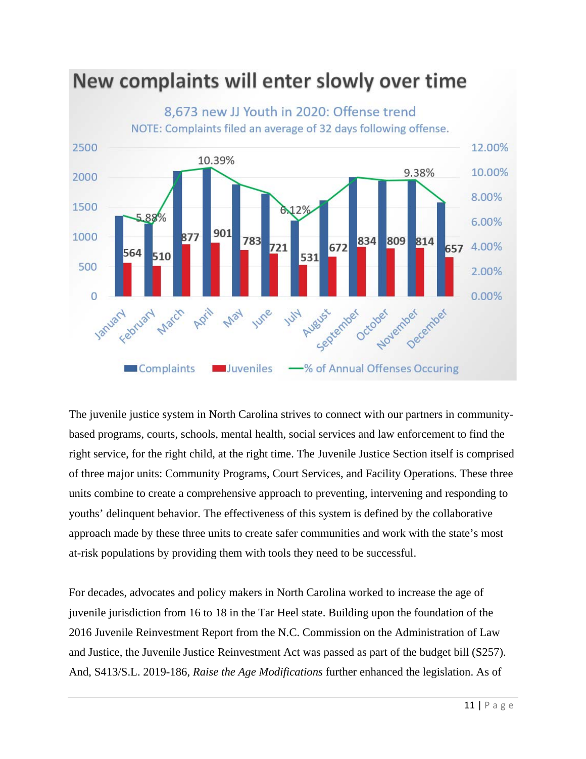## New complaints will enter slowly over time

8,673 new JJ Youth in 2020: Offense trend

NOTE: Complaints filed an average of 32 days following offense.

| Month | Juveniles | % of Annual Offenses Occuring |
|---|---|---|
| January | 564 | |
| February | 510 | 5.88% |
| March | 877 | |
| April | 901 | 10.39% |
| May | 783 | |
| June | 721 | |
| July | 531 | 6.12% |
| August | 672 | |
| September | 834 | |
| October | 809 | |
| November | 814 | 9.38% |
| December | 657 | |

Complaints | Juveniles | % of Annual Offenses Occuring

The juvenile justice system in North Carolina strives to connect with our partners in community-based programs, courts, schools, mental health, social services and law enforcement to find the right service, for the right child, at the right time. The Juvenile Justice Section itself is comprised of three major units: Community Programs, Court Services, and Facility Operations. These three units combine to create a comprehensive approach to preventing, intervening and responding to youths' delinquent behavior. The effectiveness of this system is defined by the collaborative approach made by these three units to create safer communities and work with the state's most at-risk populations by providing them with tools they need to be successful.

For decades, advocates and policy makers in North Carolina worked to increase the age of juvenile jurisdiction from 16 to 18 in the Tar Heel state. Building upon the foundation of the 2016 Juvenile Reinvestment Report from the N.C. Commission on the Administration of Law and Justice, the Juvenile Justice Reinvestment Act was passed as part of the budget bill (S257). And, S413/S.L. 2019-186, *Raise the Age Modifications* further enhanced the legislation. As of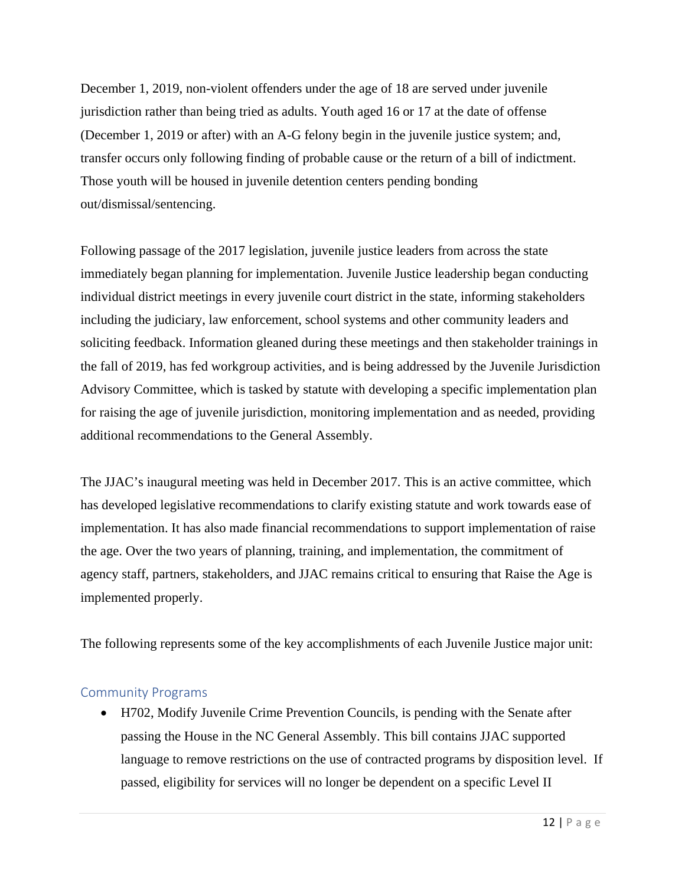December 1, 2019, non-violent offenders under the age of 18 are served under juvenile jurisdiction rather than being tried as adults. Youth aged 16 or 17 at the date of offense (December 1, 2019 or after) with an A-G felony begin in the juvenile justice system; and, transfer occurs only following finding of probable cause or the return of a bill of indictment. Those youth will be housed in juvenile detention centers pending bonding out/dismissal/sentencing.

Following passage of the 2017 legislation, juvenile justice leaders from across the state immediately began planning for implementation. Juvenile Justice leadership began conducting individual district meetings in every juvenile court district in the state, informing stakeholders including the judiciary, law enforcement, school systems and other community leaders and soliciting feedback. Information gleaned during these meetings and then stakeholder trainings in the fall of 2019, has fed workgroup activities, and is being addressed by the Juvenile Jurisdiction Advisory Committee, which is tasked by statute with developing a specific implementation plan for raising the age of juvenile jurisdiction, monitoring implementation and as needed, providing additional recommendations to the General Assembly.

The JJAC's inaugural meeting was held in December 2017. This is an active committee, which has developed legislative recommendations to clarify existing statute and work towards ease of implementation. It has also made financial recommendations to support implementation of raise the age. Over the two years of planning, training, and implementation, the commitment of agency staff, partners, stakeholders, and JJAC remains critical to ensuring that Raise the Age is implemented properly.

The following represents some of the key accomplishments of each Juvenile Justice major unit:

### Community Programs

- H702, Modify Juvenile Crime Prevention Councils, is pending with the Senate after passing the House in the NC General Assembly. This bill contains JJAC supported language to remove restrictions on the use of contracted programs by disposition level. If passed, eligibility for services will no longer be dependent on a specific Level II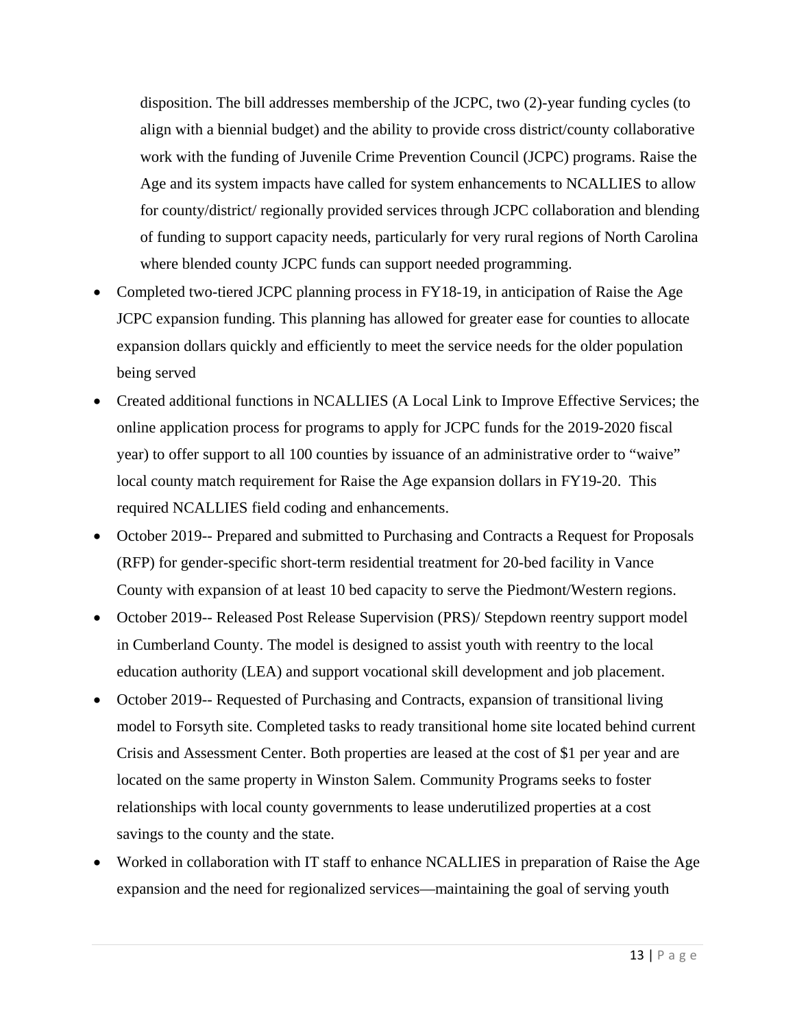disposition. The bill addresses membership of the JCPC, two (2)-year funding cycles (to align with a biennial budget) and the ability to provide cross district/county collaborative work with the funding of Juvenile Crime Prevention Council (JCPC) programs. Raise the Age and its system impacts have called for system enhancements to NCALLIES to allow for county/district/ regionally provided services through JCPC collaboration and blending of funding to support capacity needs, particularly for very rural regions of North Carolina where blended county JCPC funds can support needed programming.

- Completed two-tiered JCPC planning process in FY18-19, in anticipation of Raise the Age JCPC expansion funding. This planning has allowed for greater ease for counties to allocate expansion dollars quickly and efficiently to meet the service needs for the older population being served
- Created additional functions in NCALLIES (A Local Link to Improve Effective Services; the online application process for programs to apply for JCPC funds for the 2019-2020 fiscal year) to offer support to all 100 counties by issuance of an administrative order to "waive" local county match requirement for Raise the Age expansion dollars in FY19-20. This required NCALLIES field coding and enhancements.
- October 2019-- Prepared and submitted to Purchasing and Contracts a Request for Proposals (RFP) for gender-specific short-term residential treatment for 20-bed facility in Vance County with expansion of at least 10 bed capacity to serve the Piedmont/Western regions.
- October 2019-- Released Post Release Supervision (PRS)/ Stepdown reentry support model in Cumberland County. The model is designed to assist youth with reentry to the local education authority (LEA) and support vocational skill development and job placement.
- October 2019-- Requested of Purchasing and Contracts, expansion of transitional living model to Forsyth site. Completed tasks to ready transitional home site located behind current Crisis and Assessment Center. Both properties are leased at the cost of $1 per year and are located on the same property in Winston Salem. Community Programs seeks to foster relationships with local county governments to lease underutilized properties at a cost savings to the county and the state.
- Worked in collaboration with IT staff to enhance NCALLIES in preparation of Raise the Age expansion and the need for regionalized services—maintaining the goal of serving youth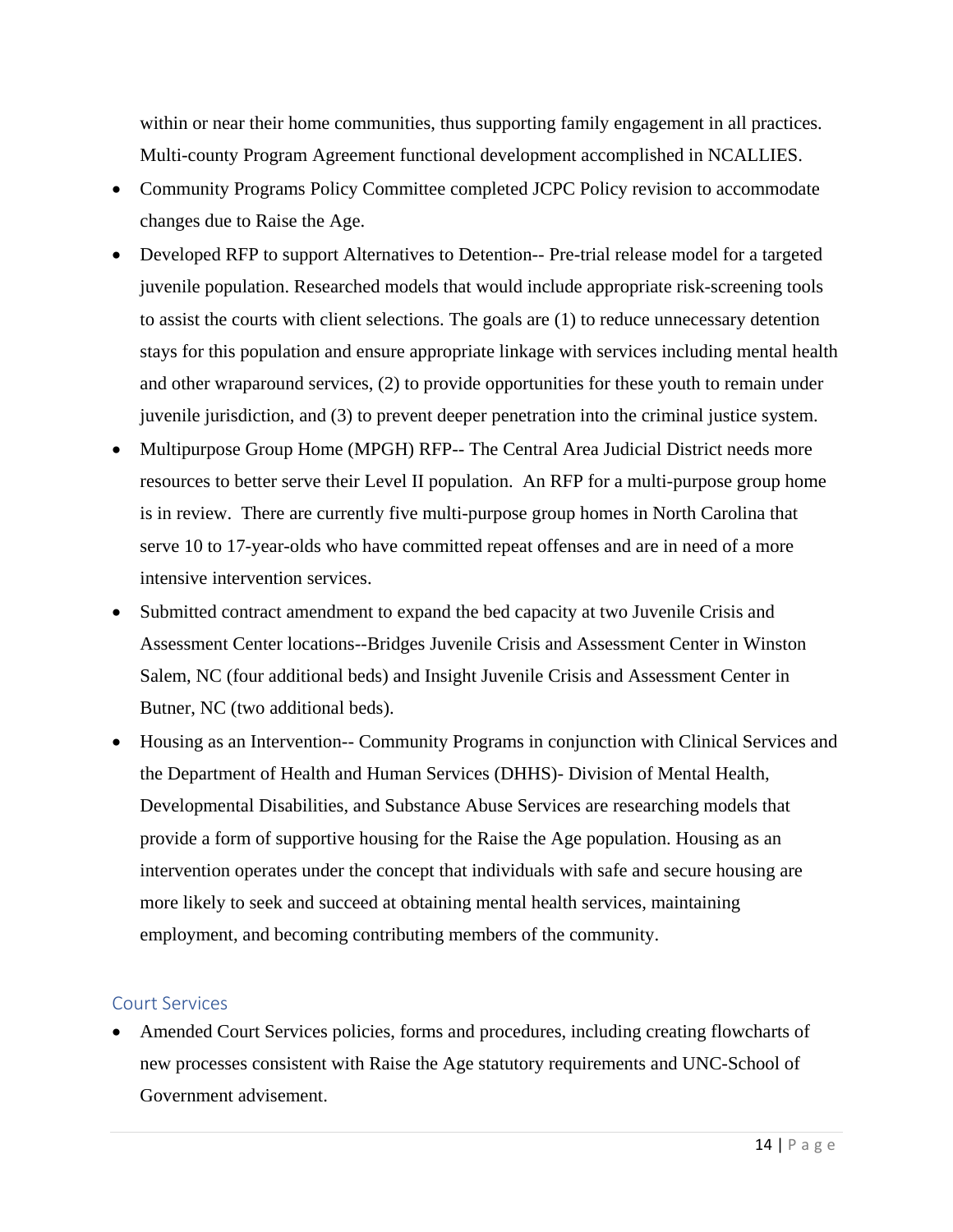within or near their home communities, thus supporting family engagement in all practices. Multi-county Program Agreement functional development accomplished in NCALLIES.

- Community Programs Policy Committee completed JCPC Policy revision to accommodate changes due to Raise the Age.
- Developed RFP to support Alternatives to Detention-- Pre-trial release model for a targeted juvenile population. Researched models that would include appropriate risk-screening tools to assist the courts with client selections. The goals are (1) to reduce unnecessary detention stays for this population and ensure appropriate linkage with services including mental health and other wraparound services, (2) to provide opportunities for these youth to remain under juvenile jurisdiction, and (3) to prevent deeper penetration into the criminal justice system.
- Multipurpose Group Home (MPGH) RFP-- The Central Area Judicial District needs more resources to better serve their Level II population. An RFP for a multi-purpose group home is in review. There are currently five multi-purpose group homes in North Carolina that serve 10 to 17-year-olds who have committed repeat offenses and are in need of a more intensive intervention services.
- Submitted contract amendment to expand the bed capacity at two Juvenile Crisis and Assessment Center locations--Bridges Juvenile Crisis and Assessment Center in Winston Salem, NC (four additional beds) and Insight Juvenile Crisis and Assessment Center in Butner, NC (two additional beds).
- Housing as an Intervention-- Community Programs in conjunction with Clinical Services and the Department of Health and Human Services (DHHS)- Division of Mental Health, Developmental Disabilities, and Substance Abuse Services are researching models that provide a form of supportive housing for the Raise the Age population. Housing as an intervention operates under the concept that individuals with safe and secure housing are more likely to seek and succeed at obtaining mental health services, maintaining employment, and becoming contributing members of the community.

## Court Services

- Amended Court Services policies, forms and procedures, including creating flowcharts of new processes consistent with Raise the Age statutory requirements and UNC-School of Government advisement.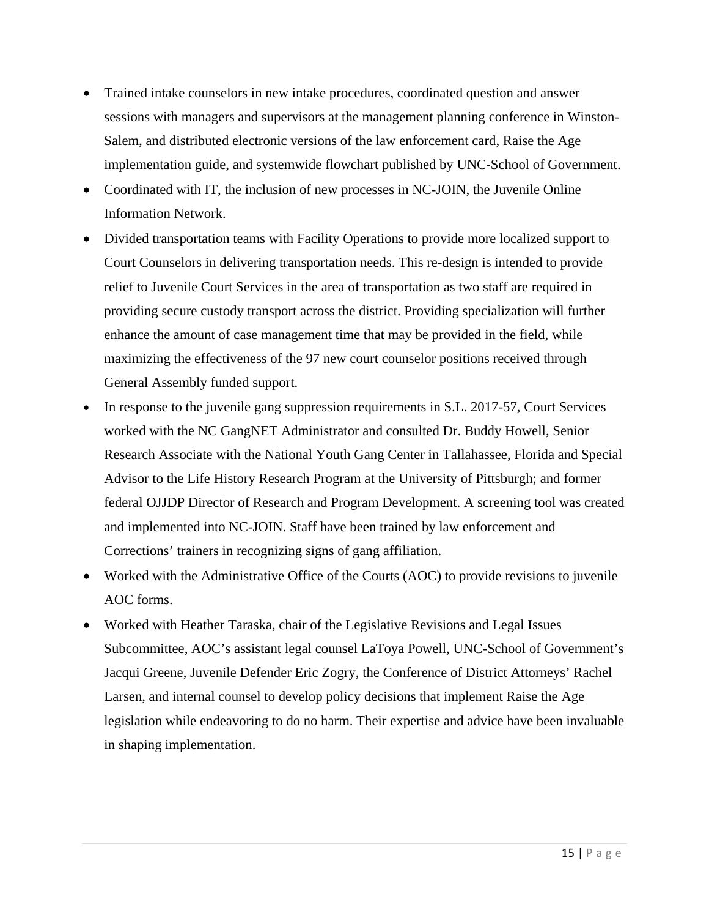- Trained intake counselors in new intake procedures, coordinated question and answer sessions with managers and supervisors at the management planning conference in Winston-Salem, and distributed electronic versions of the law enforcement card, Raise the Age implementation guide, and systemwide flowchart published by UNC-School of Government.
- Coordinated with IT, the inclusion of new processes in NC-JOIN, the Juvenile Online Information Network.
- Divided transportation teams with Facility Operations to provide more localized support to Court Counselors in delivering transportation needs. This re-design is intended to provide relief to Juvenile Court Services in the area of transportation as two staff are required in providing secure custody transport across the district. Providing specialization will further enhance the amount of case management time that may be provided in the field, while maximizing the effectiveness of the 97 new court counselor positions received through General Assembly funded support.
- In response to the juvenile gang suppression requirements in S.L. 2017-57, Court Services worked with the NC GangNET Administrator and consulted Dr. Buddy Howell, Senior Research Associate with the National Youth Gang Center in Tallahassee, Florida and Special Advisor to the Life History Research Program at the University of Pittsburgh; and former federal OJJDP Director of Research and Program Development. A screening tool was created and implemented into NC-JOIN. Staff have been trained by law enforcement and Corrections' trainers in recognizing signs of gang affiliation.
- Worked with the Administrative Office of the Courts (AOC) to provide revisions to juvenile AOC forms.
- Worked with Heather Taraska, chair of the Legislative Revisions and Legal Issues Subcommittee, AOC's assistant legal counsel LaToya Powell, UNC-School of Government's Jacqui Greene, Juvenile Defender Eric Zogry, the Conference of District Attorneys' Rachel Larsen, and internal counsel to develop policy decisions that implement Raise the Age legislation while endeavoring to do no harm. Their expertise and advice have been invaluable in shaping implementation.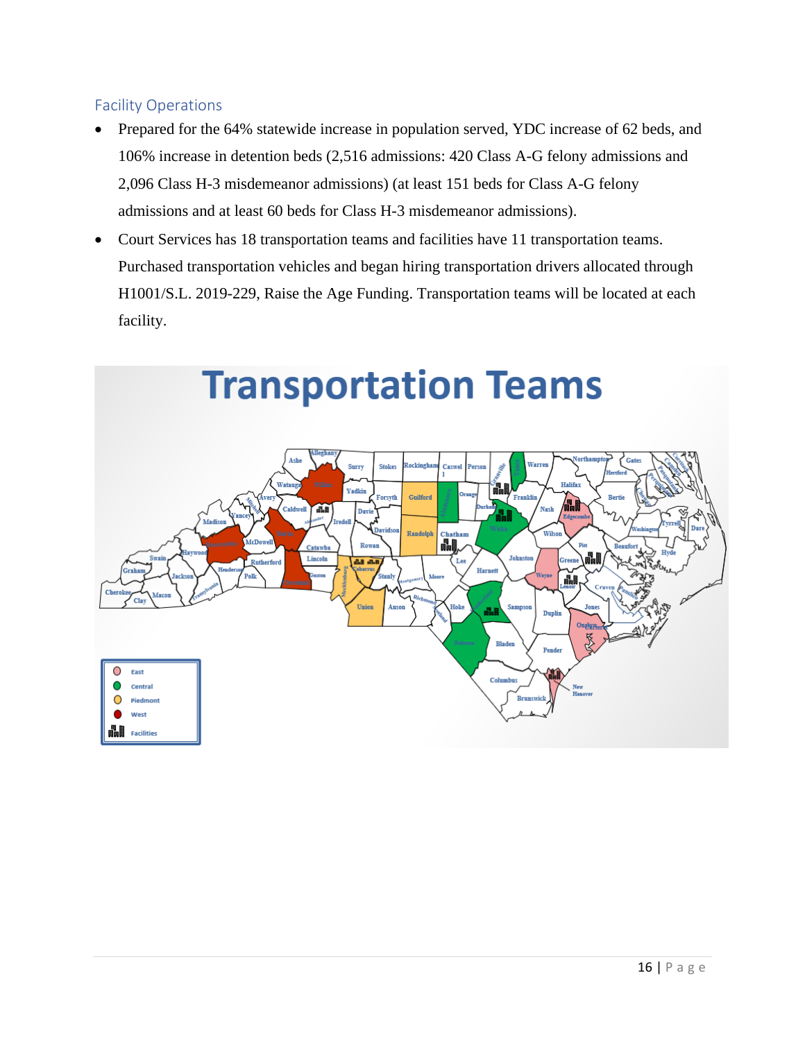## Facility Operations

- Prepared for the 64% statewide increase in population served, YDC increase of 62 beds, and 106% increase in detention beds (2,516 admissions: 420 Class A-G felony admissions and 2,096 Class H-3 misdemeanor admissions) (at least 151 beds for Class A-G felony admissions and at least 60 beds for Class H-3 misdemeanor admissions).
- Court Services has 18 transportation teams and facilities have 11 transportation teams. Purchased transportation vehicles and began hiring transportation drivers allocated through H1001/S.L. 2019-229, Raise the Age Funding. Transportation teams will be located at each facility.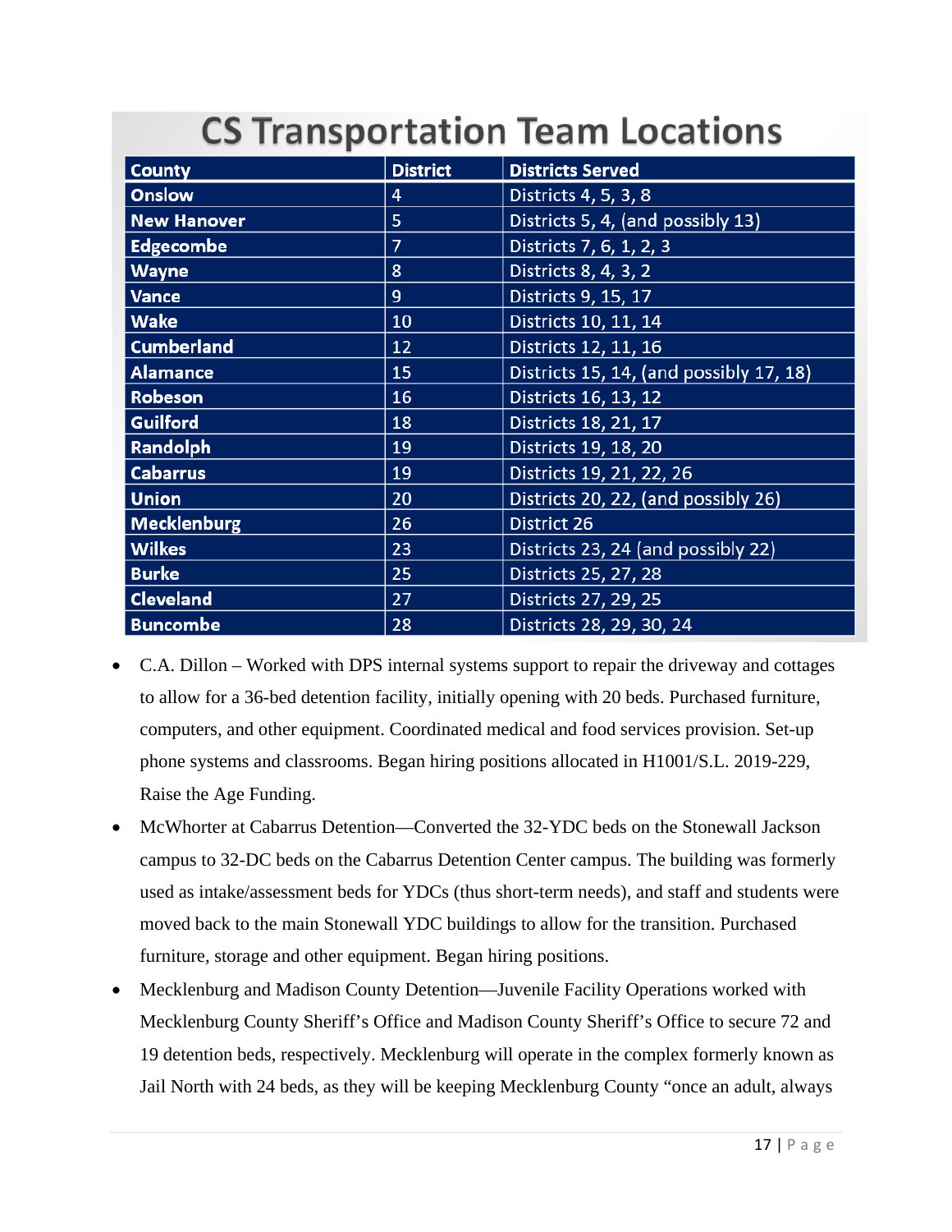## CS Transportation Team Locations

| County | District | Districts Served |
|---|---|---|
| Onslow | 4 | Districts 4, 5, 3, 8 |
| New Hanover | 5 | Districts 5, 4, (and possibly 13) |
| Edgecombe | 7 | Districts 7, 6, 1, 2, 3 |
| Wayne | 8 | Districts 8, 4, 3, 2 |
| Vance | 9 | Districts 9, 15, 17 |
| Wake | 10 | Districts 10, 11, 14 |
| Cumberland | 12 | Districts 12, 11, 16 |
| Alamance | 15 | Districts 15, 14, (and possibly 17, 18) |
| Robeson | 16 | Districts 16, 13, 12 |
| Guilford | 18 | Districts 18, 21, 17 |
| Randolph | 19 | Districts 19, 18, 20 |
| Cabarrus | 19 | Districts 19, 21, 22, 26 |
| Union | 20 | Districts 20, 22, (and possibly 26) |
| Mecklenburg | 26 | District 26 |
| Wilkes | 23 | Districts 23, 24 (and possibly 22) |
| Burke | 25 | Districts 25, 27, 28 |
| Cleveland | 27 | Districts 27, 29, 25 |
| Buncombe | 28 | Districts 28, 29, 30, 24 |

- C.A. Dillon – Worked with DPS internal systems support to repair the driveway and cottages to allow for a 36-bed detention facility, initially opening with 20 beds. Purchased furniture, computers, and other equipment. Coordinated medical and food services provision. Set-up phone systems and classrooms. Began hiring positions allocated in H1001/S.L. 2019-229, Raise the Age Funding.
- McWhorter at Cabarrus Detention—Converted the 32-YDC beds on the Stonewall Jackson campus to 32-DC beds on the Cabarrus Detention Center campus. The building was formerly used as intake/assessment beds for YDCs (thus short-term needs), and staff and students were moved back to the main Stonewall YDC buildings to allow for the transition. Purchased furniture, storage and other equipment. Began hiring positions.
- Mecklenburg and Madison County Detention—Juvenile Facility Operations worked with Mecklenburg County Sheriff's Office and Madison County Sheriff's Office to secure 72 and 19 detention beds, respectively. Mecklenburg will operate in the complex formerly known as Jail North with 24 beds, as they will be keeping Mecklenburg County "once an adult, always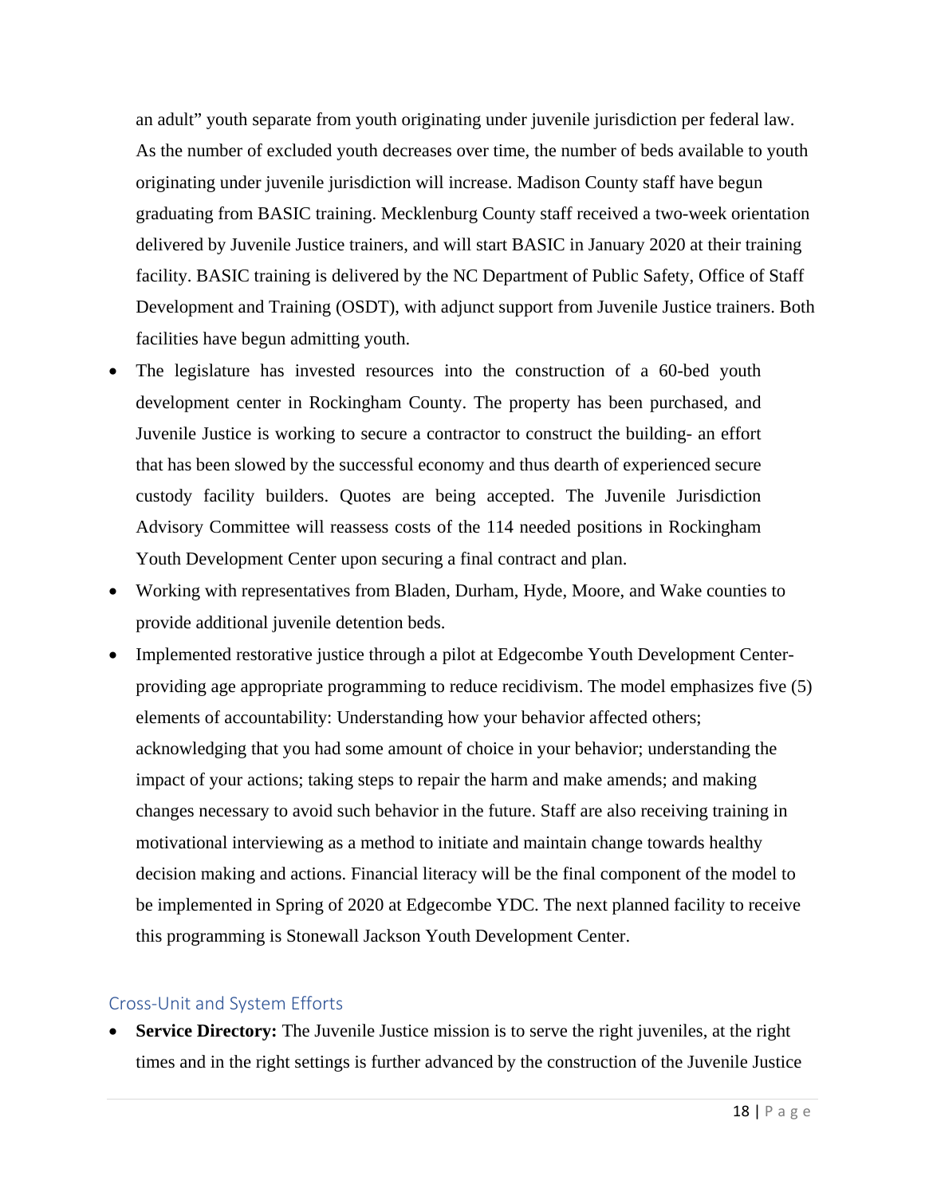an adult" youth separate from youth originating under juvenile jurisdiction per federal law. As the number of excluded youth decreases over time, the number of beds available to youth originating under juvenile jurisdiction will increase. Madison County staff have begun graduating from BASIC training. Mecklenburg County staff received a two-week orientation delivered by Juvenile Justice trainers, and will start BASIC in January 2020 at their training facility. BASIC training is delivered by the NC Department of Public Safety, Office of Staff Development and Training (OSDT), with adjunct support from Juvenile Justice trainers. Both facilities have begun admitting youth.

- The legislature has invested resources into the construction of a 60-bed youth development center in Rockingham County. The property has been purchased, and Juvenile Justice is working to secure a contractor to construct the building- an effort that has been slowed by the successful economy and thus dearth of experienced secure custody facility builders. Quotes are being accepted. The Juvenile Jurisdiction Advisory Committee will reassess costs of the 114 needed positions in Rockingham Youth Development Center upon securing a final contract and plan.
- Working with representatives from Bladen, Durham, Hyde, Moore, and Wake counties to provide additional juvenile detention beds.
- Implemented restorative justice through a pilot at Edgecombe Youth Development Center- providing age appropriate programming to reduce recidivism. The model emphasizes five (5) elements of accountability: Understanding how your behavior affected others; acknowledging that you had some amount of choice in your behavior; understanding the impact of your actions; taking steps to repair the harm and make amends; and making changes necessary to avoid such behavior in the future. Staff are also receiving training in motivational interviewing as a method to initiate and maintain change towards healthy decision making and actions. Financial literacy will be the final component of the model to be implemented in Spring of 2020 at Edgecombe YDC. The next planned facility to receive this programming is Stonewall Jackson Youth Development Center.

## Cross-Unit and System Efforts

- **Service Directory:** The Juvenile Justice mission is to serve the right juveniles, at the right times and in the right settings is further advanced by the construction of the Juvenile Justice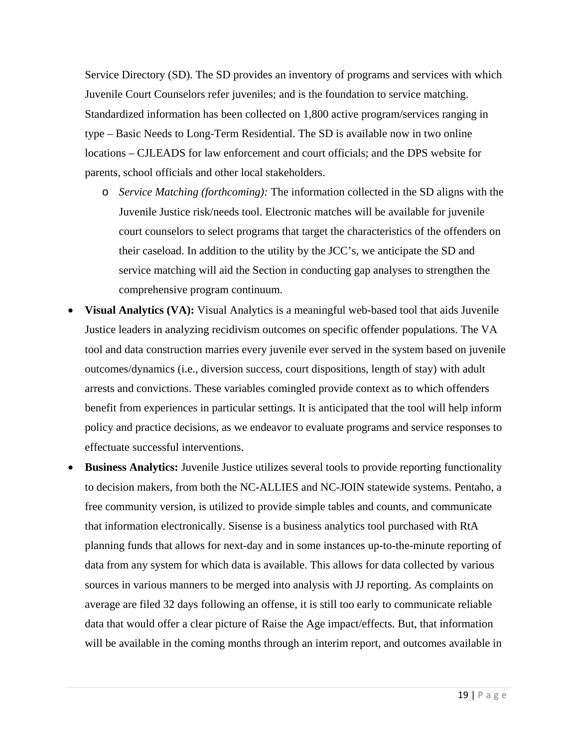Service Directory (SD). The SD provides an inventory of programs and services with which Juvenile Court Counselors refer juveniles; and is the foundation to service matching. Standardized information has been collected on 1,800 active program/services ranging in type – Basic Needs to Long-Term Residential. The SD is available now in two online locations – CJLEADS for law enforcement and court officials; and the DPS website for parents, school officials and other local stakeholders.

  - *Service Matching (forthcoming):* The information collected in the SD aligns with the Juvenile Justice risk/needs tool. Electronic matches will be available for juvenile court counselors to select programs that target the characteristics of the offenders on their caseload. In addition to the utility by the JCC's, we anticipate the SD and service matching will aid the Section in conducting gap analyses to strengthen the comprehensive program continuum.

- **Visual Analytics (VA):** Visual Analytics is a meaningful web-based tool that aids Juvenile Justice leaders in analyzing recidivism outcomes on specific offender populations. The VA tool and data construction marries every juvenile ever served in the system based on juvenile outcomes/dynamics (i.e., diversion success, court dispositions, length of stay) with adult arrests and convictions. These variables comingled provide context as to which offenders benefit from experiences in particular settings. It is anticipated that the tool will help inform policy and practice decisions, as we endeavor to evaluate programs and service responses to effectuate successful interventions.
- **Business Analytics:** Juvenile Justice utilizes several tools to provide reporting functionality to decision makers, from both the NC-ALLIES and NC-JOIN statewide systems. Pentaho, a free community version, is utilized to provide simple tables and counts, and communicate that information electronically. Sisense is a business analytics tool purchased with RtA planning funds that allows for next-day and in some instances up-to-the-minute reporting of data from any system for which data is available. This allows for data collected by various sources in various manners to be merged into analysis with JJ reporting. As complaints on average are filed 32 days following an offense, it is still too early to communicate reliable data that would offer a clear picture of Raise the Age impact/effects. But, that information will be available in the coming months through an interim report, and outcomes available in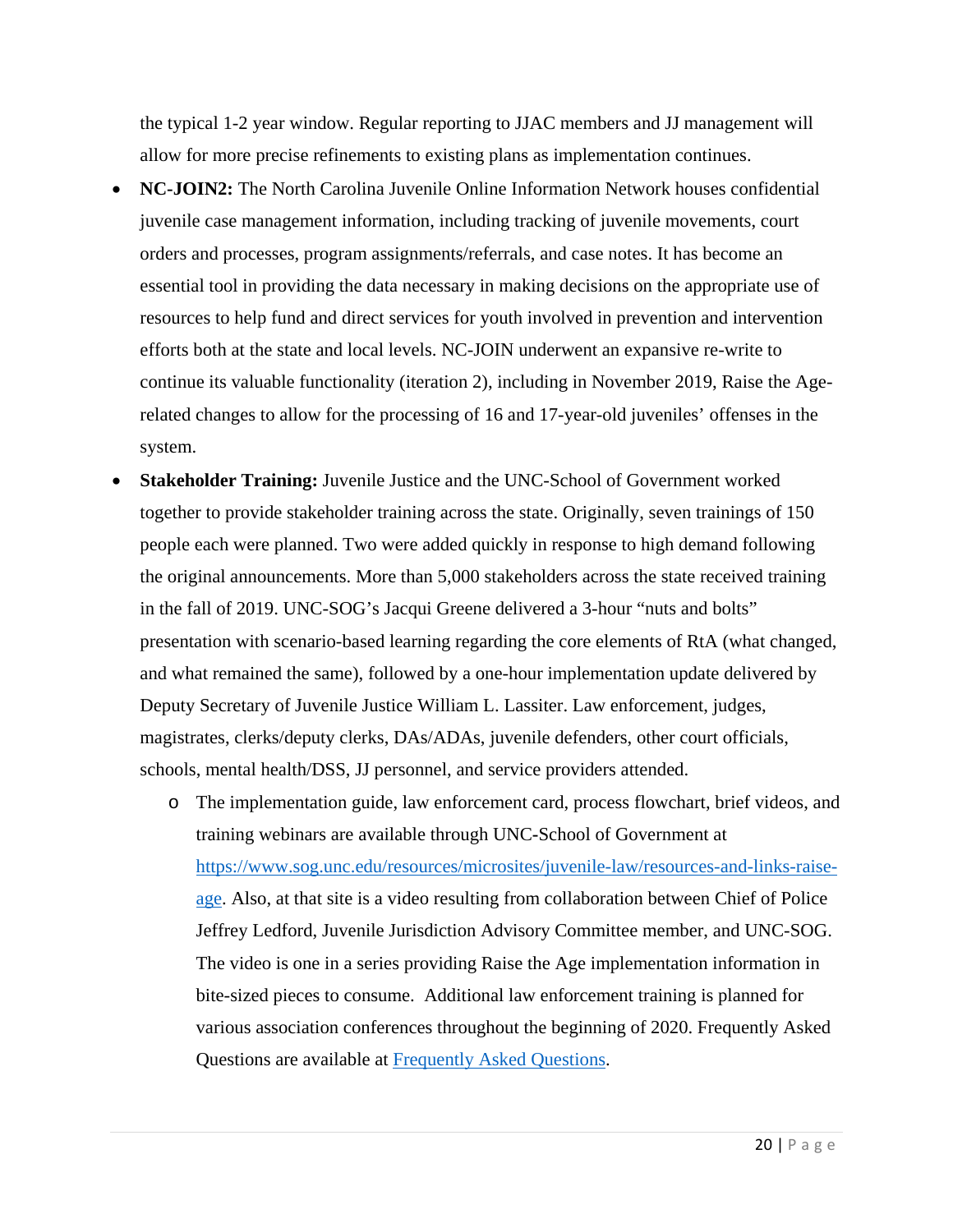the typical 1-2 year window. Regular reporting to JJAC members and JJ management will allow for more precise refinements to existing plans as implementation continues.

- **NC-JOIN2:** The North Carolina Juvenile Online Information Network houses confidential juvenile case management information, including tracking of juvenile movements, court orders and processes, program assignments/referrals, and case notes. It has become an essential tool in providing the data necessary in making decisions on the appropriate use of resources to help fund and direct services for youth involved in prevention and intervention efforts both at the state and local levels. NC-JOIN underwent an expansive re-write to continue its valuable functionality (iteration 2), including in November 2019, Raise the Age-related changes to allow for the processing of 16 and 17-year-old juveniles' offenses in the system.
- **Stakeholder Training:** Juvenile Justice and the UNC-School of Government worked together to provide stakeholder training across the state. Originally, seven trainings of 150 people each were planned. Two were added quickly in response to high demand following the original announcements. More than 5,000 stakeholders across the state received training in the fall of 2019. UNC-SOG's Jacqui Greene delivered a 3-hour "nuts and bolts" presentation with scenario-based learning regarding the core elements of RtA (what changed, and what remained the same), followed by a one-hour implementation update delivered by Deputy Secretary of Juvenile Justice William L. Lassiter. Law enforcement, judges, magistrates, clerks/deputy clerks, DAs/ADAs, juvenile defenders, other court officials, schools, mental health/DSS, JJ personnel, and service providers attended.
  - The implementation guide, law enforcement card, process flowchart, brief videos, and training webinars are available through UNC-School of Government at [https://www.sog.unc.edu/resources/microsites/juvenile-law/resources-and-links-raise-age](https://www.sog.unc.edu/resources/microsites/juvenile-law/resources-and-links-raise-age). Also, at that site is a video resulting from collaboration between Chief of Police Jeffrey Ledford, Juvenile Jurisdiction Advisory Committee member, and UNC-SOG. The video is one in a series providing Raise the Age implementation information in bite-sized pieces to consume. Additional law enforcement training is planned for various association conferences throughout the beginning of 2020. Frequently Asked Questions are available at Frequently Asked Questions.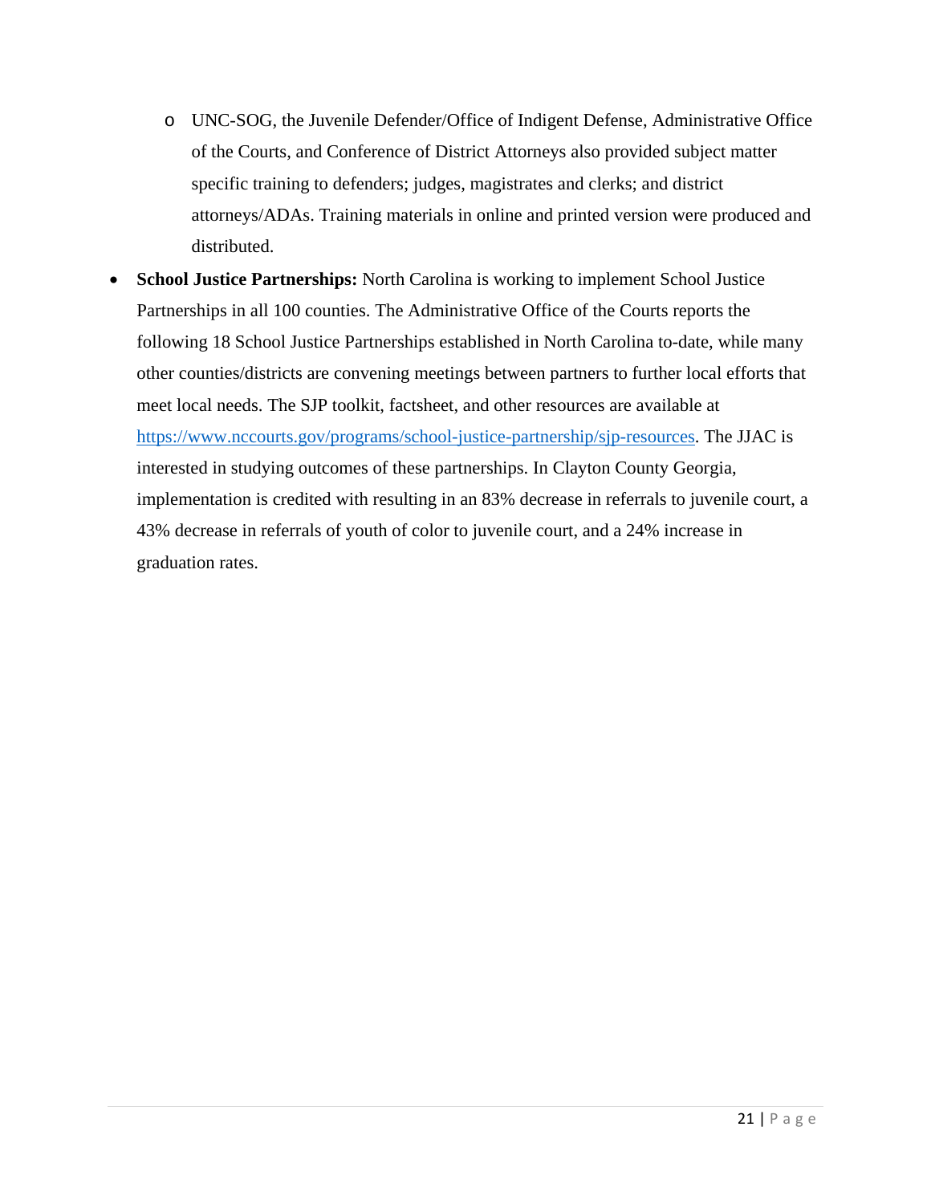- UNC-SOG, the Juvenile Defender/Office of Indigent Defense, Administrative Office of the Courts, and Conference of District Attorneys also provided subject matter specific training to defenders; judges, magistrates and clerks; and district attorneys/ADAs. Training materials in online and printed version were produced and distributed.

- **School Justice Partnerships:** North Carolina is working to implement School Justice Partnerships in all 100 counties. The Administrative Office of the Courts reports the following 18 School Justice Partnerships established in North Carolina to-date, while many other counties/districts are convening meetings between partners to further local efforts that meet local needs. The SJP toolkit, factsheet, and other resources are available at [https://www.nccourts.gov/programs/school-justice-partnership/sjp-resources](https://www.nccourts.gov/programs/school-justice-partnership/sjp-resources). The JJAC is interested in studying outcomes of these partnerships. In Clayton County Georgia, implementation is credited with resulting in an 83% decrease in referrals to juvenile court, a 43% decrease in referrals of youth of color to juvenile court, and a 24% increase in graduation rates.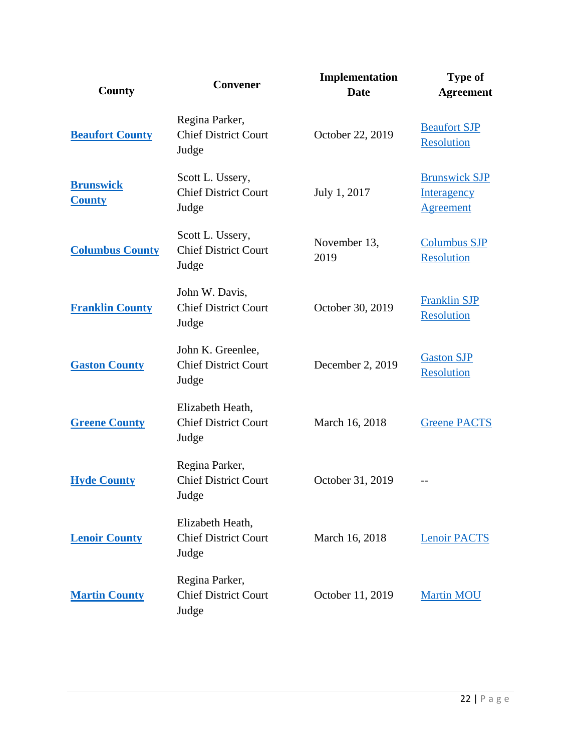| County | Convener | Implementation Date | Type of Agreement |
| --- | --- | --- | --- |
| **Beaufort County** | Regina Parker, Chief District Court Judge | October 22, 2019 | Beaufort SJP Resolution |
| **Brunswick County** | Scott L. Ussery, Chief District Court Judge | July 1, 2017 | Brunswick SJP Interagency Agreement |
| **Columbus County** | Scott L. Ussery, Chief District Court Judge | November 13, 2019 | Columbus SJP Resolution |
| **Franklin County** | John W. Davis, Chief District Court Judge | October 30, 2019 | Franklin SJP Resolution |
| **Gaston County** | John K. Greenlee, Chief District Court Judge | December 2, 2019 | Gaston SJP Resolution |
| **Greene County** | Elizabeth Heath, Chief District Court Judge | March 16, 2018 | Greene PACTS |
| **Hyde County** | Regina Parker, Chief District Court Judge | October 31, 2019 | -- |
| **Lenoir County** | Elizabeth Heath, Chief District Court Judge | March 16, 2018 | Lenoir PACTS |
| **Martin County** | Regina Parker, Chief District Court Judge | October 11, 2019 | Martin MOU |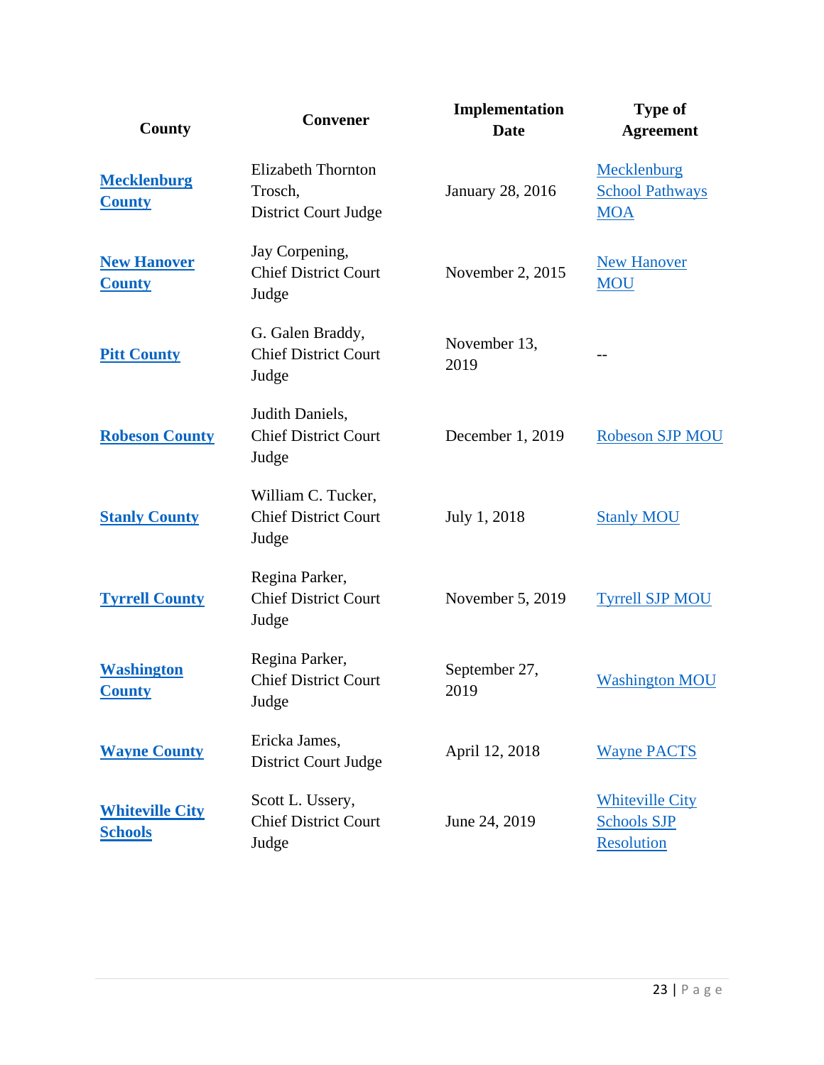| County | Convener | Implementation Date | Type of Agreement |
|---|---|---|---|
| **Mecklenburg County** | Elizabeth Thornton Trosch, District Court Judge | January 28, 2016 | Mecklenburg School Pathways MOA |
| **New Hanover County** | Jay Corpening, Chief District Court Judge | November 2, 2015 | New Hanover MOU |
| **Pitt County** | G. Galen Braddy, Chief District Court Judge | November 13, 2019 | -- |
| **Robeson County** | Judith Daniels, Chief District Court Judge | December 1, 2019 | Robeson SJP MOU |
| **Stanly County** | William C. Tucker, Chief District Court Judge | July 1, 2018 | Stanly MOU |
| **Tyrrell County** | Regina Parker, Chief District Court Judge | November 5, 2019 | Tyrrell SJP MOU |
| **Washington County** | Regina Parker, Chief District Court Judge | September 27, 2019 | Washington MOU |
| **Wayne County** | Ericka James, District Court Judge | April 12, 2018 | Wayne PACTS |
| **Whiteville City Schools** | Scott L. Ussery, Chief District Court Judge | June 24, 2019 | Whiteville City Schools SJP Resolution |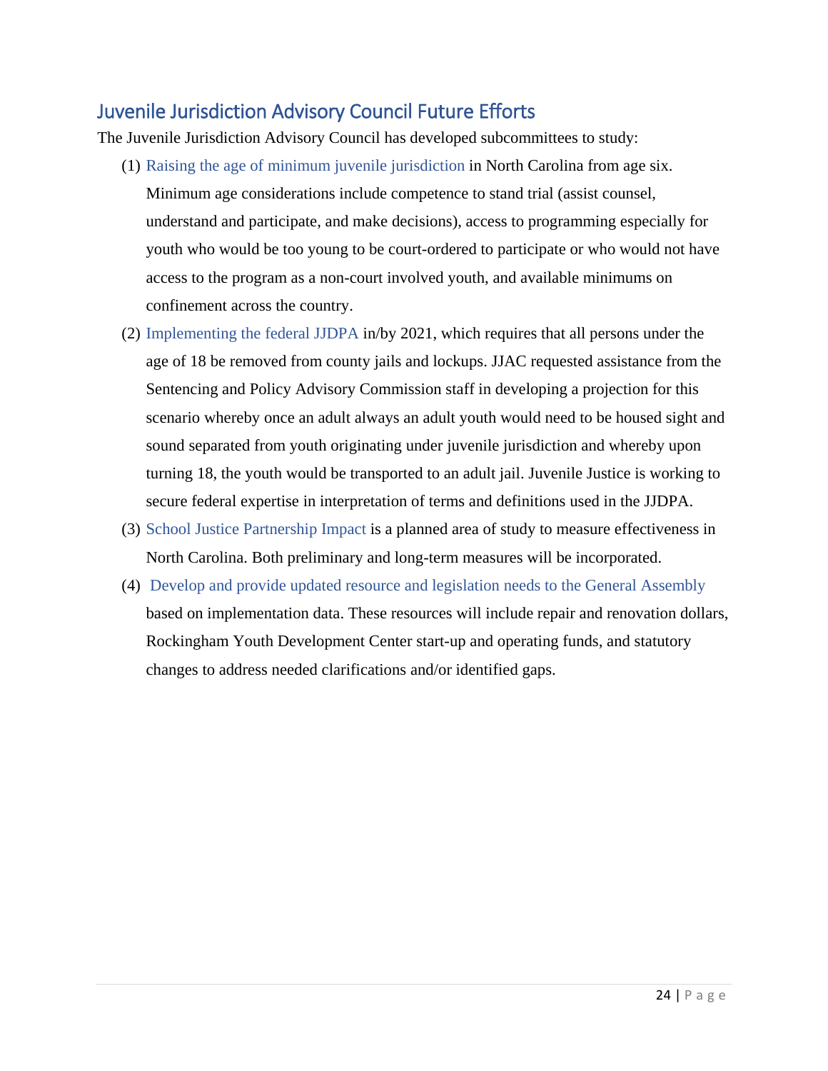## Juvenile Jurisdiction Advisory Council Future Efforts

The Juvenile Jurisdiction Advisory Council has developed subcommittees to study:

(1) Raising the age of minimum juvenile jurisdiction in North Carolina from age six. Minimum age considerations include competence to stand trial (assist counsel, understand and participate, and make decisions), access to programming especially for youth who would be too young to be court-ordered to participate or who would not have access to the program as a non-court involved youth, and available minimums on confinement across the country.

(2) Implementing the federal JJDPA in/by 2021, which requires that all persons under the age of 18 be removed from county jails and lockups. JJAC requested assistance from the Sentencing and Policy Advisory Commission staff in developing a projection for this scenario whereby once an adult always an adult youth would need to be housed sight and sound separated from youth originating under juvenile jurisdiction and whereby upon turning 18, the youth would be transported to an adult jail. Juvenile Justice is working to secure federal expertise in interpretation of terms and definitions used in the JJDPA.

(3) School Justice Partnership Impact is a planned area of study to measure effectiveness in North Carolina. Both preliminary and long-term measures will be incorporated.

(4) Develop and provide updated resource and legislation needs to the General Assembly based on implementation data. These resources will include repair and renovation dollars, Rockingham Youth Development Center start-up and operating funds, and statutory changes to address needed clarifications and/or identified gaps.